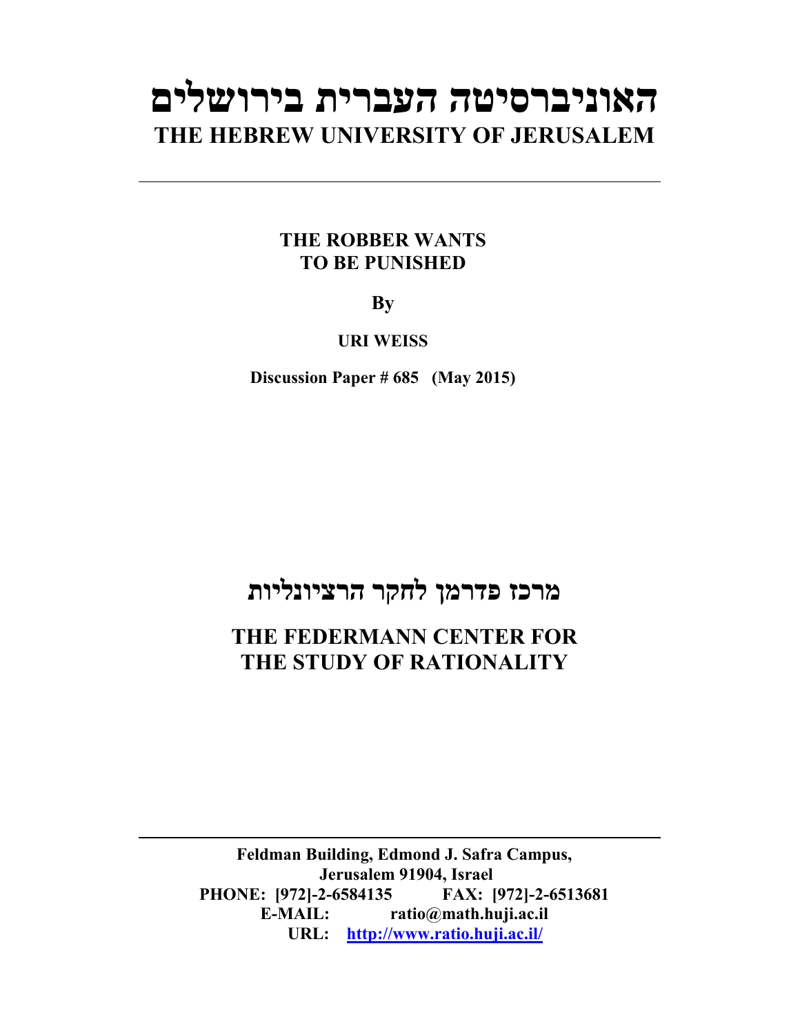# האוניברסיטה העברית בירושלים
# THE HEBREW UNIVERSITY OF JERUSALEM

---

**THE ROBBER WANTS TO BE PUNISHED**

**By**

**URI WEISS**

**Discussion Paper # 685 (May 2015)**

## מרכז פדרמן לחקר הרציונליות

## THE FEDERMANN CENTER FOR THE STUDY OF RATIONALITY

---

**Feldman Building, Edmond J. Safra Campus,**
**Jerusalem 91904, Israel**
**PHONE: [972]-2-6584135 FAX: [972]-2-6513681**
**E-MAIL: ratio@math.huji.ac.il**
**URL: http://www.ratio.huji.ac.il/**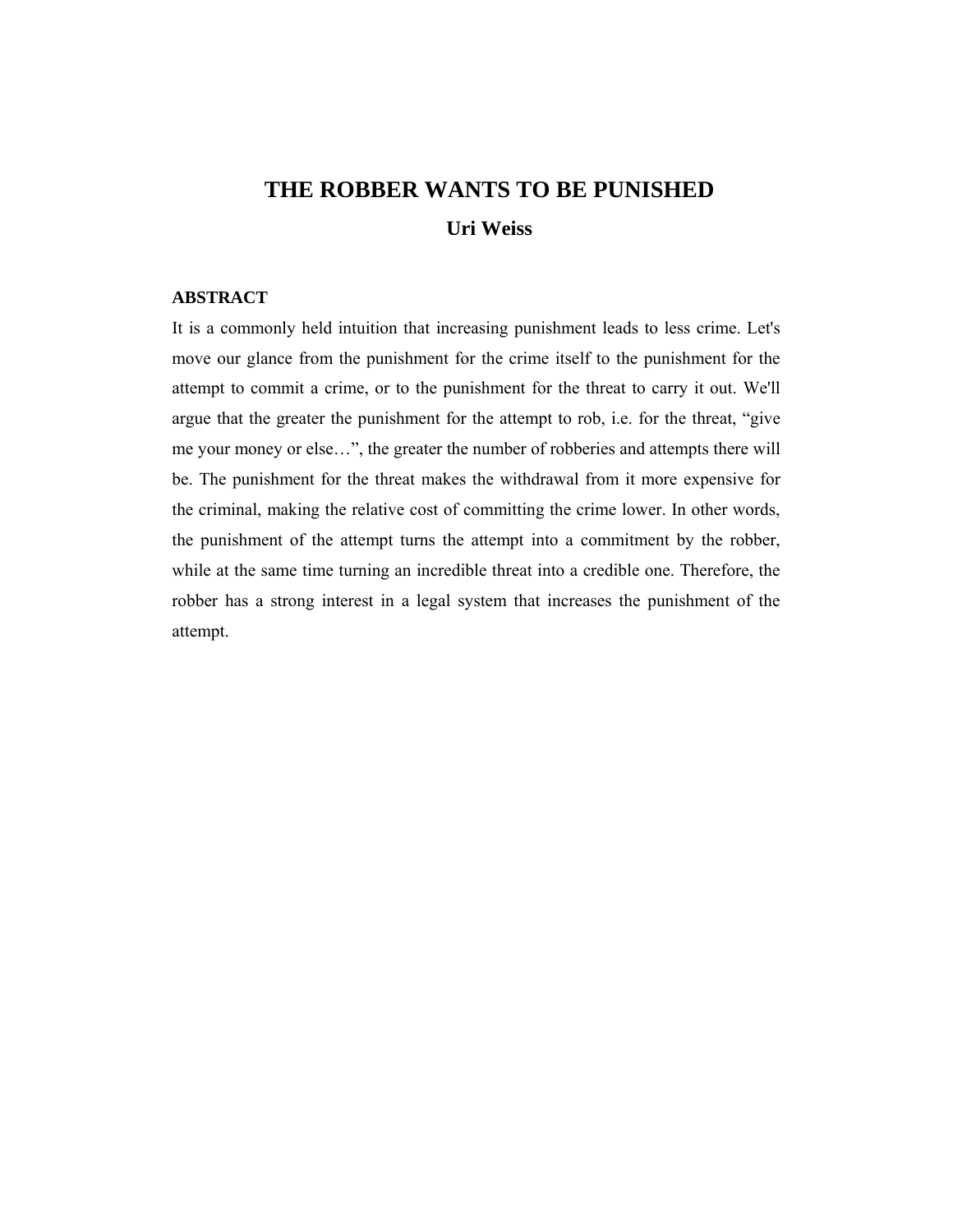# THE ROBBER WANTS TO BE PUNISHED

**Uri Weiss**

## ABSTRACT

It is a commonly held intuition that increasing punishment leads to less crime. Let's move our glance from the punishment for the crime itself to the punishment for the attempt to commit a crime, or to the punishment for the threat to carry it out. We'll argue that the greater the punishment for the attempt to rob, i.e. for the threat, "give me your money or else…", the greater the number of robberies and attempts there will be. The punishment for the threat makes the withdrawal from it more expensive for the criminal, making the relative cost of committing the crime lower. In other words, the punishment of the attempt turns the attempt into a commitment by the robber, while at the same time turning an incredible threat into a credible one. Therefore, the robber has a strong interest in a legal system that increases the punishment of the attempt.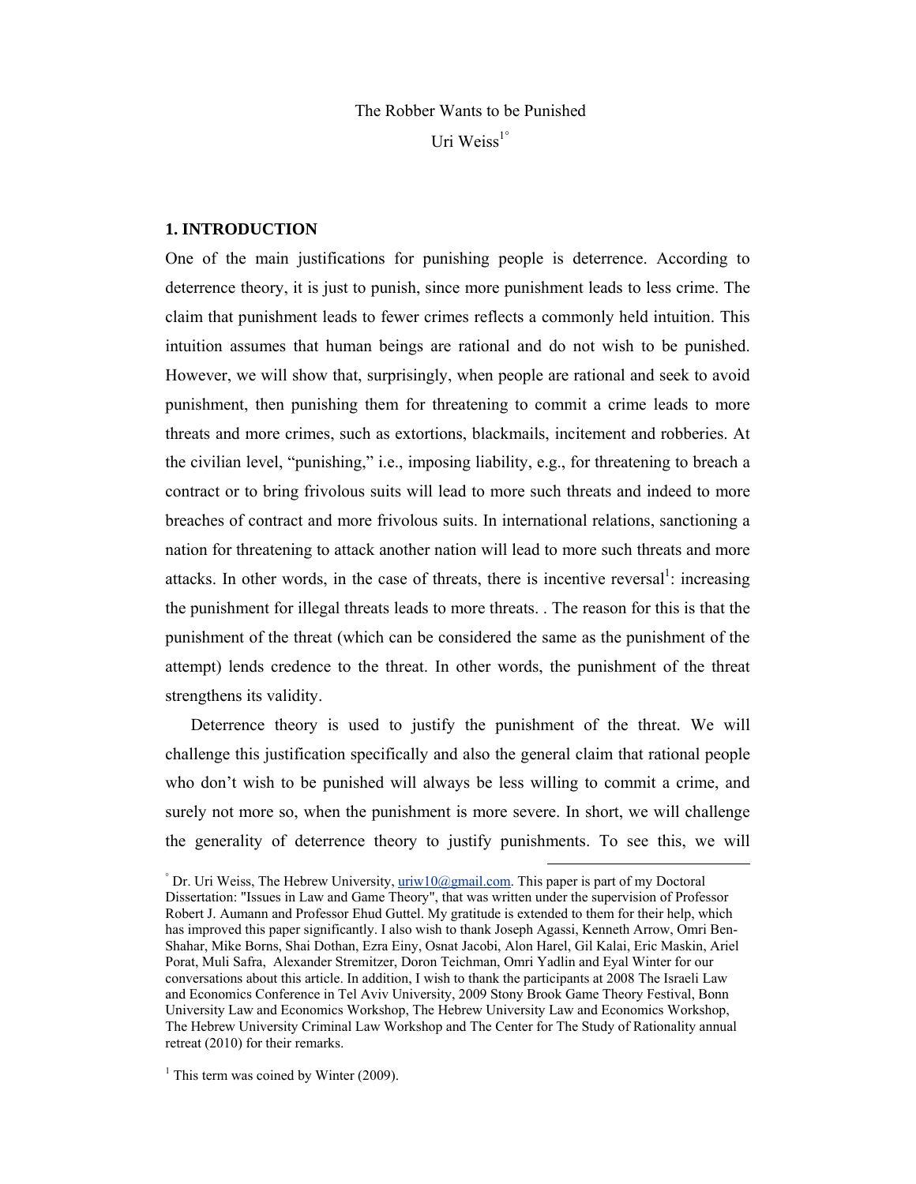The Robber Wants to be Punished

Uri Weiss[1°]

## 1. INTRODUCTION

One of the main justifications for punishing people is deterrence. According to deterrence theory, it is just to punish, since more punishment leads to less crime. The claim that punishment leads to fewer crimes reflects a commonly held intuition. This intuition assumes that human beings are rational and do not wish to be punished. However, we will show that, surprisingly, when people are rational and seek to avoid punishment, then punishing them for threatening to commit a crime leads to more threats and more crimes, such as extortions, blackmails, incitement and robberies. At the civilian level, "punishing," i.e., imposing liability, e.g., for threatening to breach a contract or to bring frivolous suits will lead to more such threats and indeed to more breaches of contract and more frivolous suits. In international relations, sanctioning a nation for threatening to attack another nation will lead to more such threats and more attacks. In other words, in the case of threats, there is incentive reversal[1]: increasing the punishment for illegal threats leads to more threats. . The reason for this is that the punishment of the threat (which can be considered the same as the punishment of the attempt) lends credence to the threat. In other words, the punishment of the threat strengthens its validity.

Deterrence theory is used to justify the punishment of the threat. We will challenge this justification specifically and also the general claim that rational people who don't wish to be punished will always be less willing to commit a crime, and surely not more so, when the punishment is more severe. In short, we will challenge the generality of deterrence theory to justify punishments. To see this, we will

---

[°] Dr. Uri Weiss, The Hebrew University, uriw10@gmail.com. This paper is part of my Doctoral Dissertation: "Issues in Law and Game Theory", that was written under the supervision of Professor Robert J. Aumann and Professor Ehud Guttel. My gratitude is extended to them for their help, which has improved this paper significantly. I also wish to thank Joseph Agassi, Kenneth Arrow, Omri Ben-Shahar, Mike Borns, Shai Dothan, Ezra Einy, Osnat Jacobi, Alon Harel, Gil Kalai, Eric Maskin, Ariel Porat, Muli Safra, Alexander Stremitzer, Doron Teichman, Omri Yadlin and Eyal Winter for our conversations about this article. In addition, I wish to thank the participants at 2008 The Israeli Law and Economics Conference in Tel Aviv University, 2009 Stony Brook Game Theory Festival, Bonn University Law and Economics Workshop, The Hebrew University Law and Economics Workshop, The Hebrew University Criminal Law Workshop and The Center for The Study of Rationality annual retreat (2010) for their remarks.

[1] This term was coined by Winter (2009).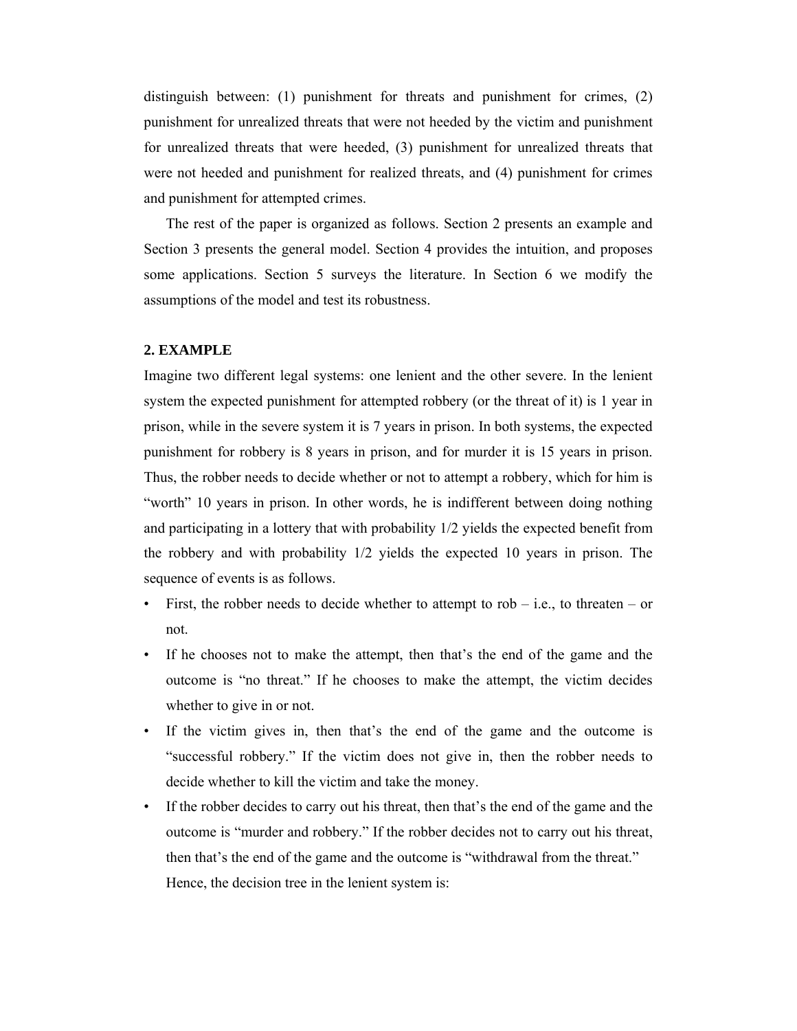distinguish between: (1) punishment for threats and punishment for crimes, (2) punishment for unrealized threats that were not heeded by the victim and punishment for unrealized threats that were heeded, (3) punishment for unrealized threats that were not heeded and punishment for realized threats, and (4) punishment for crimes and punishment for attempted crimes.

The rest of the paper is organized as follows. Section 2 presents an example and Section 3 presents the general model. Section 4 provides the intuition, and proposes some applications. Section 5 surveys the literature. In Section 6 we modify the assumptions of the model and test its robustness.

## 2. EXAMPLE

Imagine two different legal systems: one lenient and the other severe. In the lenient system the expected punishment for attempted robbery (or the threat of it) is 1 year in prison, while in the severe system it is 7 years in prison. In both systems, the expected punishment for robbery is 8 years in prison, and for murder it is 15 years in prison. Thus, the robber needs to decide whether or not to attempt a robbery, which for him is "worth" 10 years in prison. In other words, he is indifferent between doing nothing and participating in a lottery that with probability 1/2 yields the expected benefit from the robbery and with probability 1/2 yields the expected 10 years in prison. The sequence of events is as follows.

- First, the robber needs to decide whether to attempt to rob – i.e., to threaten – or not.
- If he chooses not to make the attempt, then that's the end of the game and the outcome is "no threat." If he chooses to make the attempt, the victim decides whether to give in or not.
- If the victim gives in, then that's the end of the game and the outcome is "successful robbery." If the victim does not give in, then the robber needs to decide whether to kill the victim and take the money.
- If the robber decides to carry out his threat, then that's the end of the game and the outcome is "murder and robbery." If the robber decides not to carry out his threat, then that's the end of the game and the outcome is "withdrawal from the threat."

  Hence, the decision tree in the lenient system is: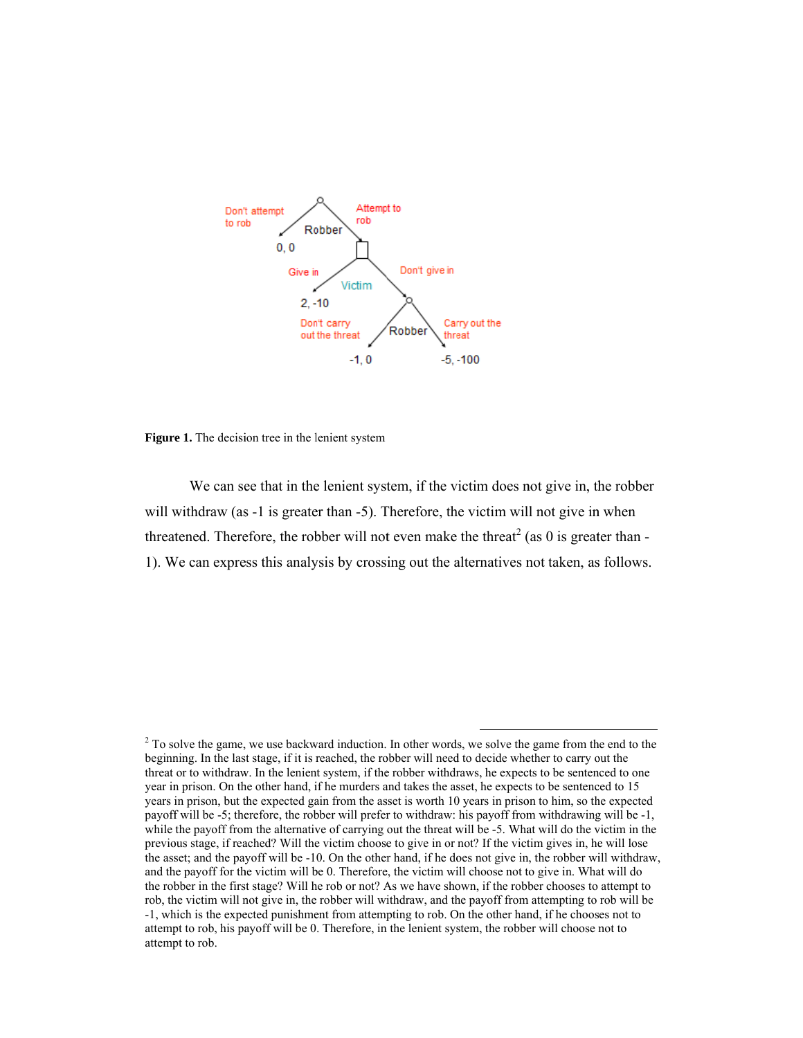Figure 1. The decision tree in the lenient system

We can see that in the lenient system, if the victim does not give in, the robber will withdraw (as -1 is greater than -5). Therefore, the victim will not give in when threatened. Therefore, the robber will not even make the threat[2] (as 0 is greater than -1). We can express this analysis by crossing out the alternatives not taken, as follows.

---

[2] To solve the game, we use backward induction. In other words, we solve the game from the end to the beginning. In the last stage, if it is reached, the robber will need to decide whether to carry out the threat or to withdraw. In the lenient system, if the robber withdraws, he expects to be sentenced to one year in prison. On the other hand, if he murders and takes the asset, he expects to be sentenced to 15 years in prison, but the expected gain from the asset is worth 10 years in prison to him, so the expected payoff will be -5; therefore, the robber will prefer to withdraw: his payoff from withdrawing will be -1, while the payoff from the alternative of carrying out the threat will be -5. What will do the victim in the previous stage, if reached? Will the victim choose to give in or not? If the victim gives in, he will lose the asset; and the payoff will be -10. On the other hand, if he does not give in, the robber will withdraw, and the payoff for the victim will be 0. Therefore, the victim will choose not to give in. What will do the robber in the first stage? Will he rob or not? As we have shown, if the robber chooses to attempt to rob, the victim will not give in, the robber will withdraw, and the payoff from attempting to rob will be -1, which is the expected punishment from attempting to rob. On the other hand, if he chooses not to attempt to rob, his payoff will be 0. Therefore, in the lenient system, the robber will choose not to attempt to rob.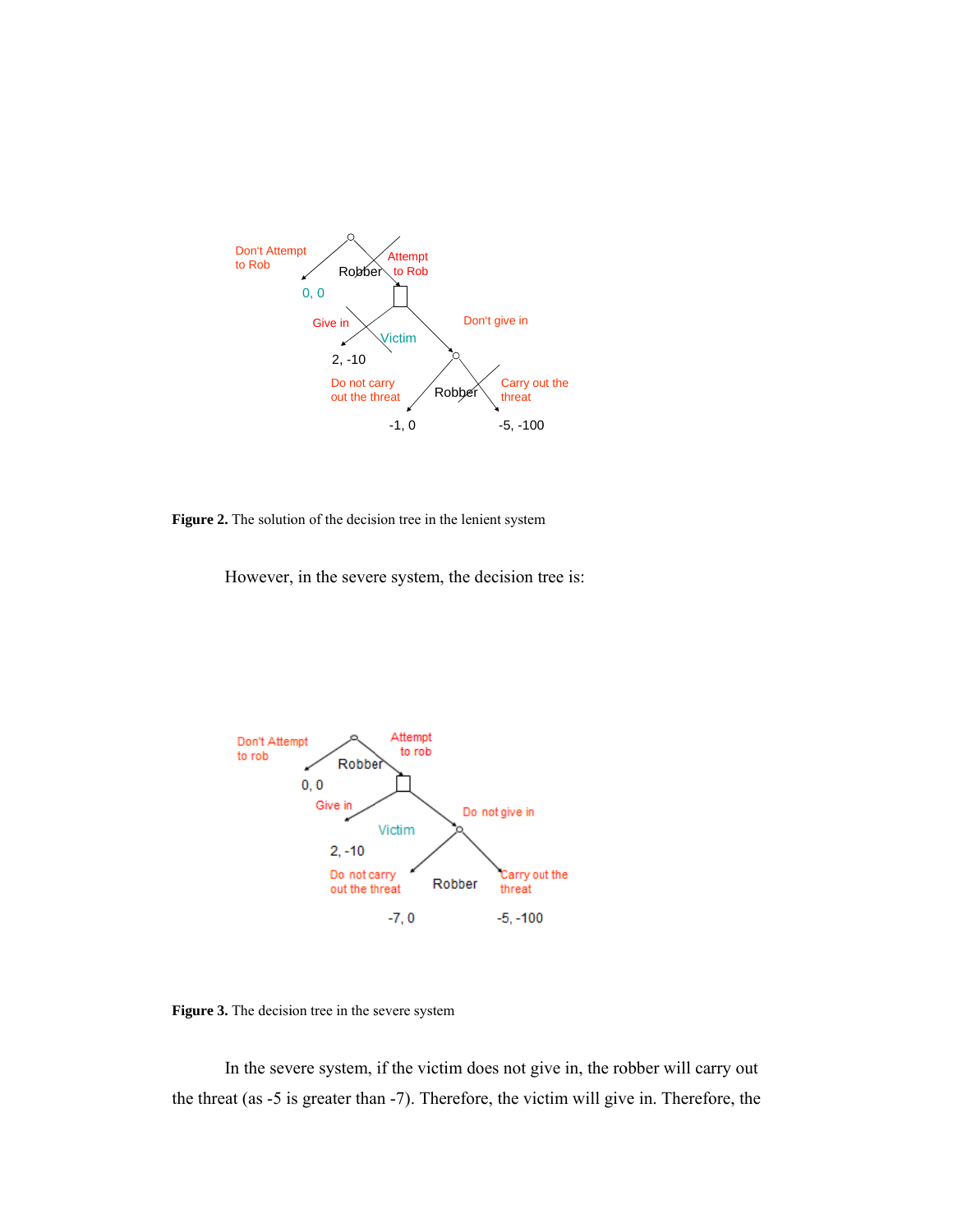Figure 2. The solution of the decision tree in the lenient system

However, in the severe system, the decision tree is:

Figure 3. The decision tree in the severe system

In the severe system, if the victim does not give in, the robber will carry out the threat (as -5 is greater than -7). Therefore, the victim will give in. Therefore, the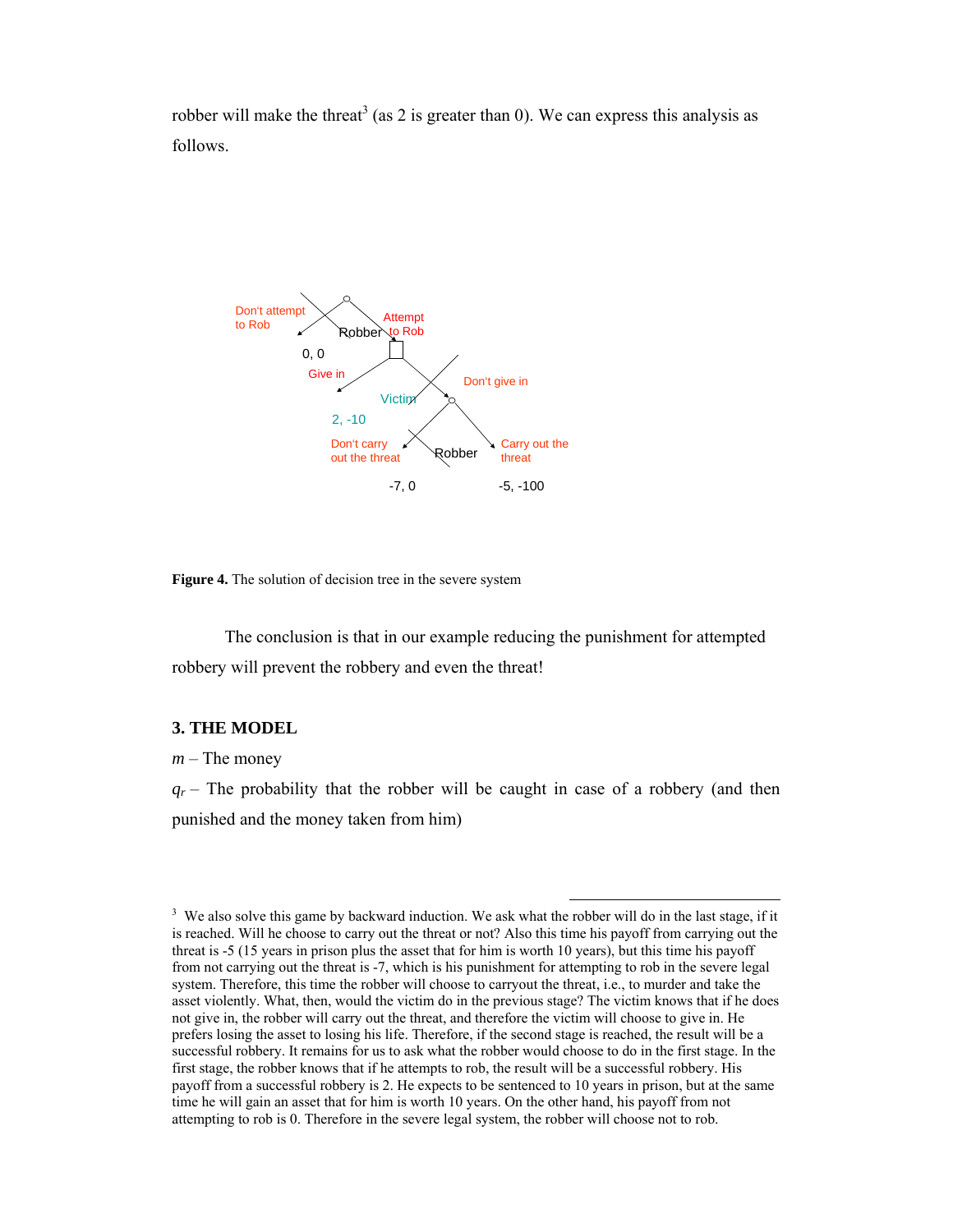robber will make the threat[3] (as 2 is greater than 0). We can express this analysis as follows.

**Figure 4.** The solution of decision tree in the severe system

The conclusion is that in our example reducing the punishment for attempted robbery will prevent the robbery and even the threat!

### 3. THE MODEL

$m$ – The money

$q_r$ – The probability that the robber will be caught in case of a robbery (and then punished and the money taken from him)

---

[3] We also solve this game by backward induction. We ask what the robber will do in the last stage, if it is reached. Will he choose to carry out the threat or not? Also this time his payoff from carrying out the threat is -5 (15 years in prison plus the asset that for him is worth 10 years), but this time his payoff from not carrying out the threat is -7, which is his punishment for attempting to rob in the severe legal system. Therefore, this time the robber will choose to carryout the threat, i.e., to murder and take the asset violently. What, then, would the victim do in the previous stage? The victim knows that if he does not give in, the robber will carry out the threat, and therefore the victim will choose to give in. He prefers losing the asset to losing his life. Therefore, if the second stage is reached, the result will be a successful robbery. It remains for us to ask what the robber would choose to do in the first stage. In the first stage, the robber knows that if he attempts to rob, the result will be a successful robbery. His payoff from a successful robbery is 2. He expects to be sentenced to 10 years in prison, but at the same time he will gain an asset that for him is worth 10 years. On the other hand, his payoff from not attempting to rob is 0. Therefore in the severe legal system, the robber will choose not to rob.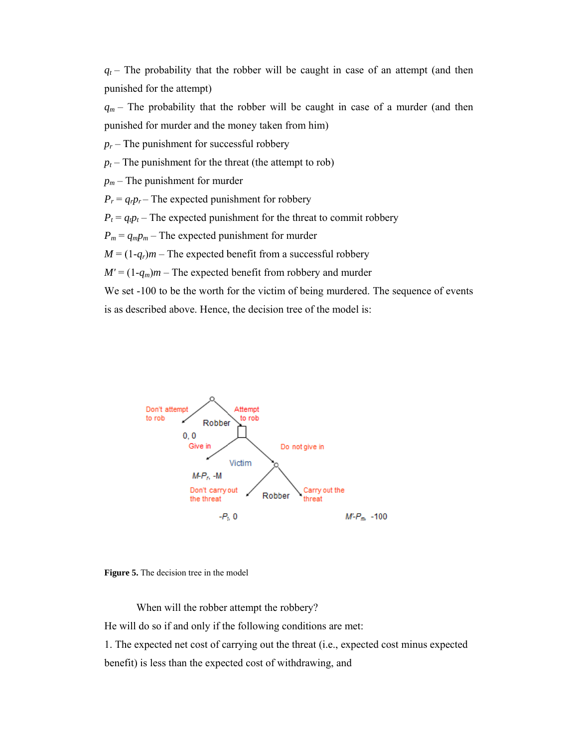$q_t$ – The probability that the robber will be caught in case of an attempt (and then punished for the attempt)

$q_m$ – The probability that the robber will be caught in case of a murder (and then punished for murder and the money taken from him)

$p_r$ – The punishment for successful robbery

$p_t$ – The punishment for the threat (the attempt to rob)

$p_m$ – The punishment for murder

$P_r = q_r p_r$ – The expected punishment for robbery

$P_t = q_t p_t$ – The expected punishment for the threat to commit robbery

$P_m = q_m p_m$ – The expected punishment for murder

$M = (1-q_r)m$ – The expected benefit from a successful robbery

$M' = (1-q_m)m$ – The expected benefit from robbery and murder

We set -100 to be the worth for the victim of being murdered. The sequence of events is as described above. Hence, the decision tree of the model is:

Robber: Don't attempt to rob → 0, 0; Attempt to rob → Victim

Victim: Give in → $M-P_r$, $-M$; Do not give in → Robber

Robber: Don't carry out the threat → $-P_t$, 0; Carry out the threat → $M'-P_m$, -100

**Figure 5.** The decision tree in the model

When will the robber attempt the robbery?

He will do so if and only if the following conditions are met:

1. The expected net cost of carrying out the threat (i.e., expected cost minus expected benefit) is less than the expected cost of withdrawing, and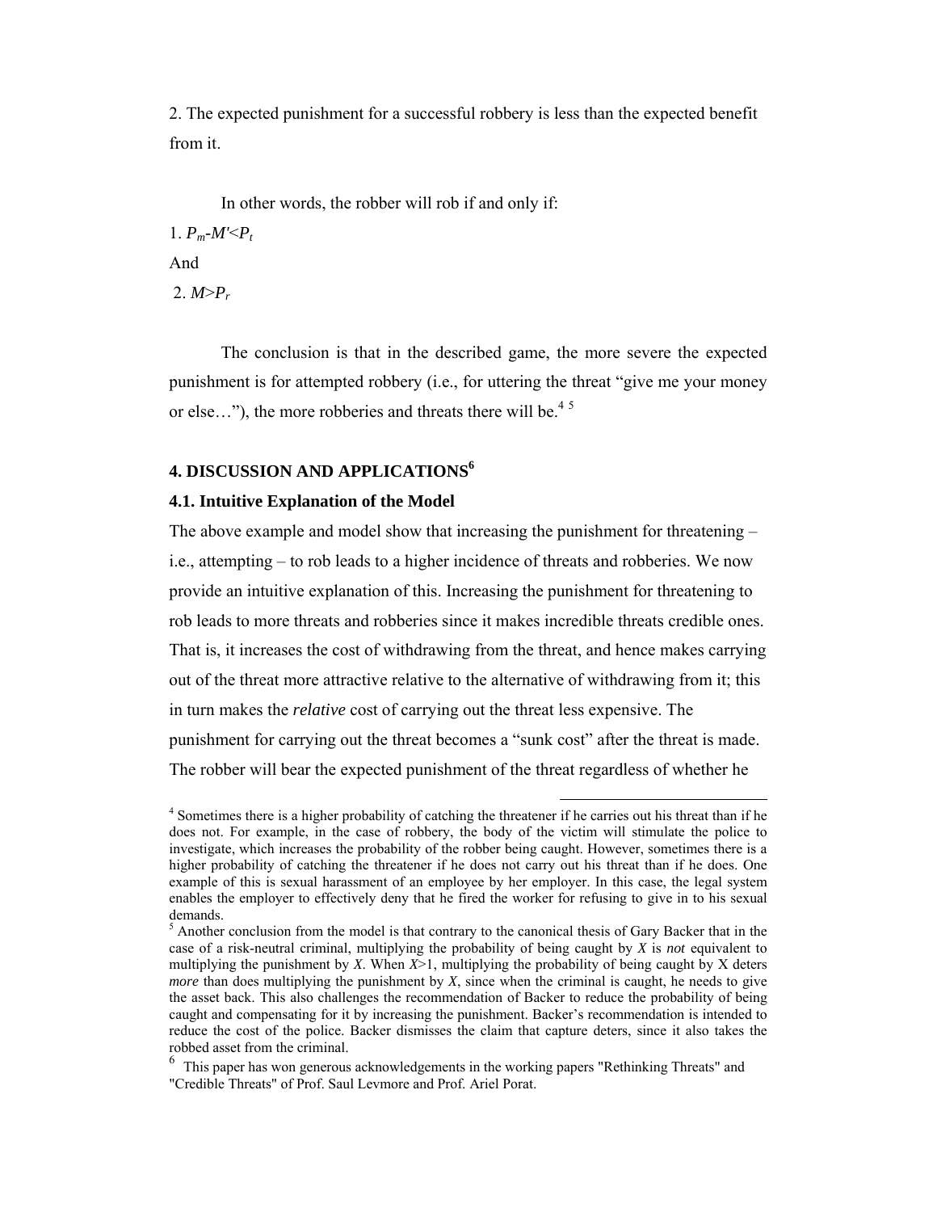2. The expected punishment for a successful robbery is less than the expected benefit from it.

In other words, the robber will rob if and only if:

1. $P_m$-$M'$<$P_t$

And

2. $M$>$P_r$

The conclusion is that in the described game, the more severe the expected punishment is for attempted robbery (i.e., for uttering the threat "give me your money or else…"), the more robberies and threats there will be.[4] [5]

## 4. DISCUSSION AND APPLICATIONS[6]

### 4.1. Intuitive Explanation of the Model

The above example and model show that increasing the punishment for threatening – i.e., attempting – to rob leads to a higher incidence of threats and robberies. We now provide an intuitive explanation of this. Increasing the punishment for threatening to rob leads to more threats and robberies since it makes incredible threats credible ones. That is, it increases the cost of withdrawing from the threat, and hence makes carrying out of the threat more attractive relative to the alternative of withdrawing from it; this in turn makes the *relative* cost of carrying out the threat less expensive. The punishment for carrying out the threat becomes a "sunk cost" after the threat is made. The robber will bear the expected punishment of the threat regardless of whether he

---

[4] Sometimes there is a higher probability of catching the threatener if he carries out his threat than if he does not. For example, in the case of robbery, the body of the victim will stimulate the police to investigate, which increases the probability of the robber being caught. However, sometimes there is a higher probability of catching the threatener if he does not carry out his threat than if he does. One example of this is sexual harassment of an employee by her employer. In this case, the legal system enables the employer to effectively deny that he fired the worker for refusing to give in to his sexual demands.

[5] Another conclusion from the model is that contrary to the canonical thesis of Gary Backer that in the case of a risk-neutral criminal, multiplying the probability of being caught by $X$ is *not* equivalent to multiplying the punishment by $X$. When $X$>1, multiplying the probability of being caught by X deters *more* than does multiplying the punishment by $X$, since when the criminal is caught, he needs to give the asset back. This also challenges the recommendation of Backer to reduce the probability of being caught and compensating for it by increasing the punishment. Backer's recommendation is intended to reduce the cost of the police. Backer dismisses the claim that capture deters, since it also takes the robbed asset from the criminal.

[6] This paper has won generous acknowledgements in the working papers "Rethinking Threats" and "Credible Threats" of Prof. Saul Levmore and Prof. Ariel Porat.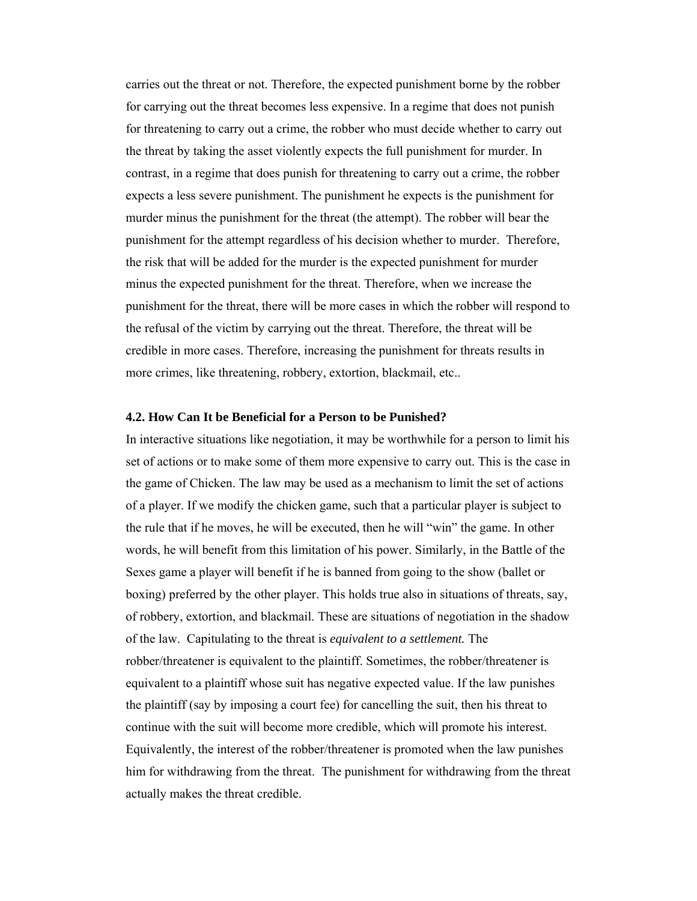carries out the threat or not. Therefore, the expected punishment borne by the robber for carrying out the threat becomes less expensive. In a regime that does not punish for threatening to carry out a crime, the robber who must decide whether to carry out the threat by taking the asset violently expects the full punishment for murder. In contrast, in a regime that does punish for threatening to carry out a crime, the robber expects a less severe punishment. The punishment he expects is the punishment for murder minus the punishment for the threat (the attempt). The robber will bear the punishment for the attempt regardless of his decision whether to murder. Therefore, the risk that will be added for the murder is the expected punishment for murder minus the expected punishment for the threat. Therefore, when we increase the punishment for the threat, there will be more cases in which the robber will respond to the refusal of the victim by carrying out the threat. Therefore, the threat will be credible in more cases. Therefore, increasing the punishment for threats results in more crimes, like threatening, robbery, extortion, blackmail, etc..

### 4.2. How Can It be Beneficial for a Person to be Punished?

In interactive situations like negotiation, it may be worthwhile for a person to limit his set of actions or to make some of them more expensive to carry out. This is the case in the game of Chicken. The law may be used as a mechanism to limit the set of actions of a player. If we modify the chicken game, such that a particular player is subject to the rule that if he moves, he will be executed, then he will "win" the game. In other words, he will benefit from this limitation of his power. Similarly, in the Battle of the Sexes game a player will benefit if he is banned from going to the show (ballet or boxing) preferred by the other player. This holds true also in situations of threats, say, of robbery, extortion, and blackmail. These are situations of negotiation in the shadow of the law. Capitulating to the threat is *equivalent to a settlement.* The robber/threatener is equivalent to the plaintiff. Sometimes, the robber/threatener is equivalent to a plaintiff whose suit has negative expected value. If the law punishes the plaintiff (say by imposing a court fee) for cancelling the suit, then his threat to continue with the suit will become more credible, which will promote his interest. Equivalently, the interest of the robber/threatener is promoted when the law punishes him for withdrawing from the threat. The punishment for withdrawing from the threat actually makes the threat credible.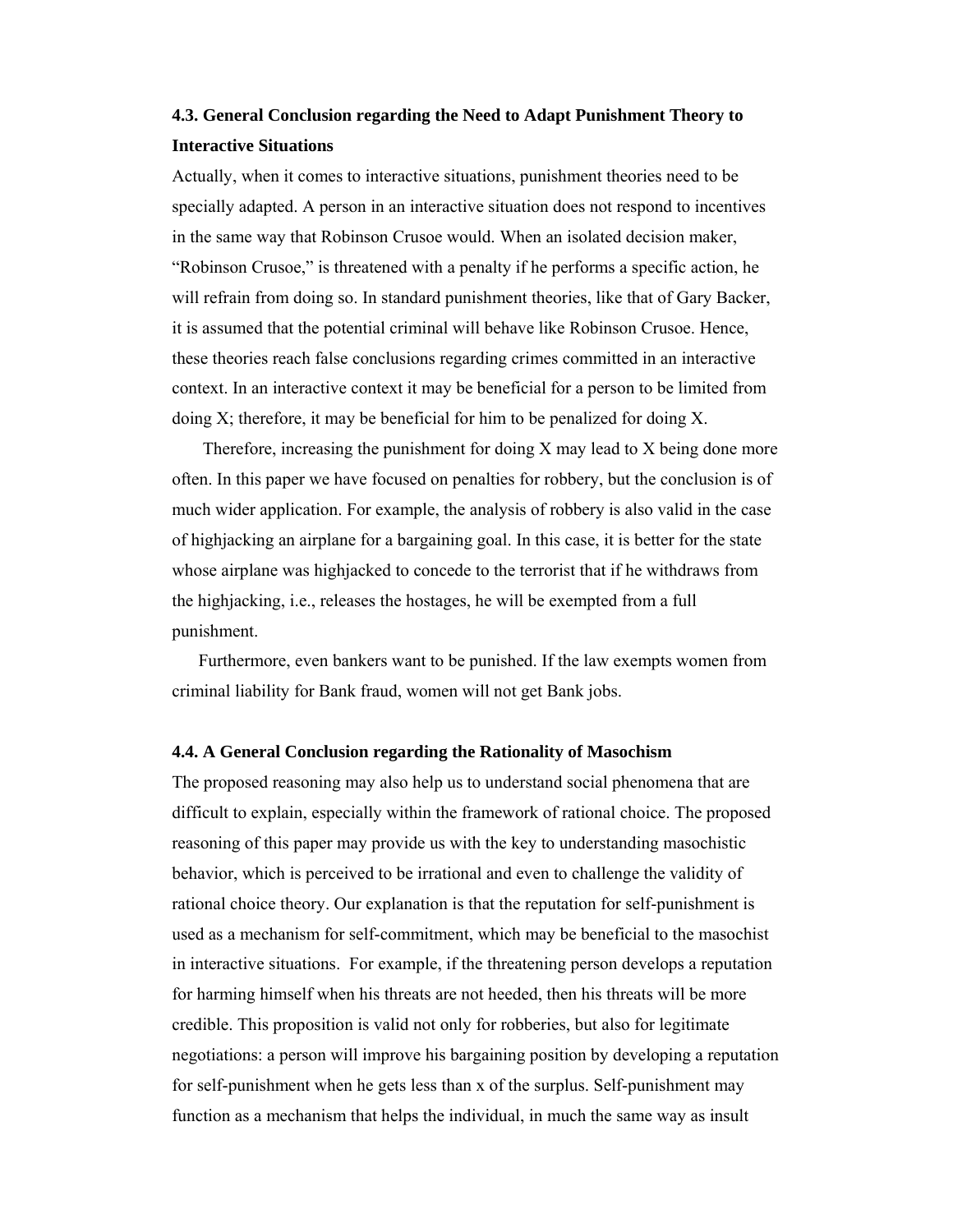### 4.3. General Conclusion regarding the Need to Adapt Punishment Theory to Interactive Situations

Actually, when it comes to interactive situations, punishment theories need to be specially adapted. A person in an interactive situation does not respond to incentives in the same way that Robinson Crusoe would. When an isolated decision maker, "Robinson Crusoe," is threatened with a penalty if he performs a specific action, he will refrain from doing so. In standard punishment theories, like that of Gary Backer, it is assumed that the potential criminal will behave like Robinson Crusoe. Hence, these theories reach false conclusions regarding crimes committed in an interactive context. In an interactive context it may be beneficial for a person to be limited from doing X; therefore, it may be beneficial for him to be penalized for doing X.

Therefore, increasing the punishment for doing X may lead to X being done more often. In this paper we have focused on penalties for robbery, but the conclusion is of much wider application. For example, the analysis of robbery is also valid in the case of highjacking an airplane for a bargaining goal. In this case, it is better for the state whose airplane was highjacked to concede to the terrorist that if he withdraws from the highjacking, i.e., releases the hostages, he will be exempted from a full punishment.

Furthermore, even bankers want to be punished. If the law exempts women from criminal liability for Bank fraud, women will not get Bank jobs.

### 4.4. A General Conclusion regarding the Rationality of Masochism

The proposed reasoning may also help us to understand social phenomena that are difficult to explain, especially within the framework of rational choice. The proposed reasoning of this paper may provide us with the key to understanding masochistic behavior, which is perceived to be irrational and even to challenge the validity of rational choice theory. Our explanation is that the reputation for self-punishment is used as a mechanism for self-commitment, which may be beneficial to the masochist in interactive situations. For example, if the threatening person develops a reputation for harming himself when his threats are not heeded, then his threats will be more credible. This proposition is valid not only for robberies, but also for legitimate negotiations: a person will improve his bargaining position by developing a reputation for self-punishment when he gets less than x of the surplus. Self-punishment may function as a mechanism that helps the individual, in much the same way as insult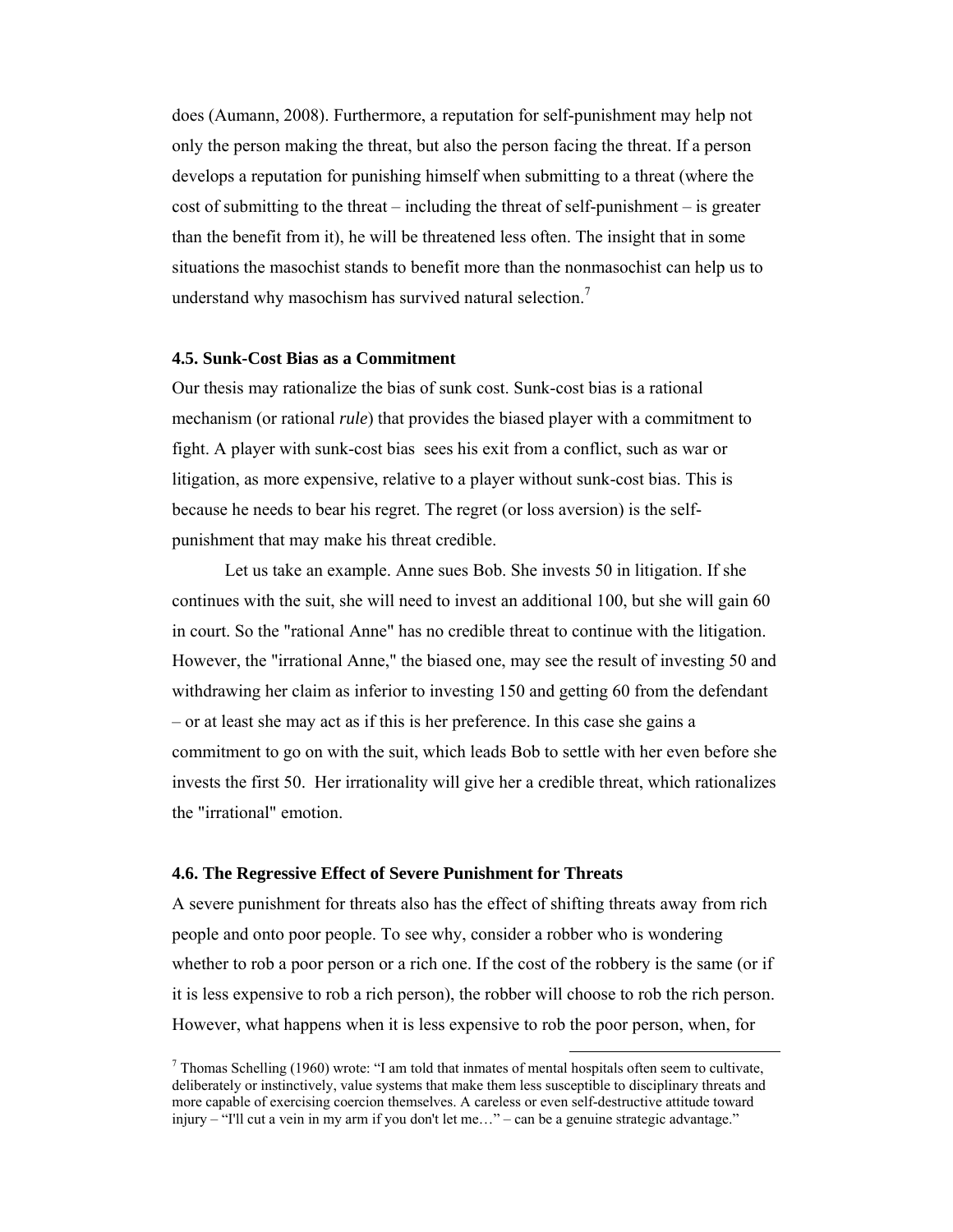does (Aumann, 2008). Furthermore, a reputation for self-punishment may help not only the person making the threat, but also the person facing the threat. If a person develops a reputation for punishing himself when submitting to a threat (where the cost of submitting to the threat – including the threat of self-punishment – is greater than the benefit from it), he will be threatened less often. The insight that in some situations the masochist stands to benefit more than the nonmasochist can help us to understand why masochism has survived natural selection.[7]

### 4.5. Sunk-Cost Bias as a Commitment

Our thesis may rationalize the bias of sunk cost. Sunk-cost bias is a rational mechanism (or rational *rule*) that provides the biased player with a commitment to fight. A player with sunk-cost bias sees his exit from a conflict, such as war or litigation, as more expensive, relative to a player without sunk-cost bias. This is because he needs to bear his regret. The regret (or loss aversion) is the self-punishment that may make his threat credible.

Let us take an example. Anne sues Bob. She invests 50 in litigation. If she continues with the suit, she will need to invest an additional 100, but she will gain 60 in court. So the "rational Anne" has no credible threat to continue with the litigation. However, the "irrational Anne," the biased one, may see the result of investing 50 and withdrawing her claim as inferior to investing 150 and getting 60 from the defendant – or at least she may act as if this is her preference. In this case she gains a commitment to go on with the suit, which leads Bob to settle with her even before she invests the first 50. Her irrationality will give her a credible threat, which rationalizes the "irrational" emotion.

### 4.6. The Regressive Effect of Severe Punishment for Threats

A severe punishment for threats also has the effect of shifting threats away from rich people and onto poor people. To see why, consider a robber who is wondering whether to rob a poor person or a rich one. If the cost of the robbery is the same (or if it is less expensive to rob a rich person), the robber will choose to rob the rich person. However, what happens when it is less expensive to rob the poor person, when, for

---

[7] Thomas Schelling (1960) wrote: "I am told that inmates of mental hospitals often seem to cultivate, deliberately or instinctively, value systems that make them less susceptible to disciplinary threats and more capable of exercising coercion themselves. A careless or even self-destructive attitude toward injury – "I'll cut a vein in my arm if you don't let me…" – can be a genuine strategic advantage."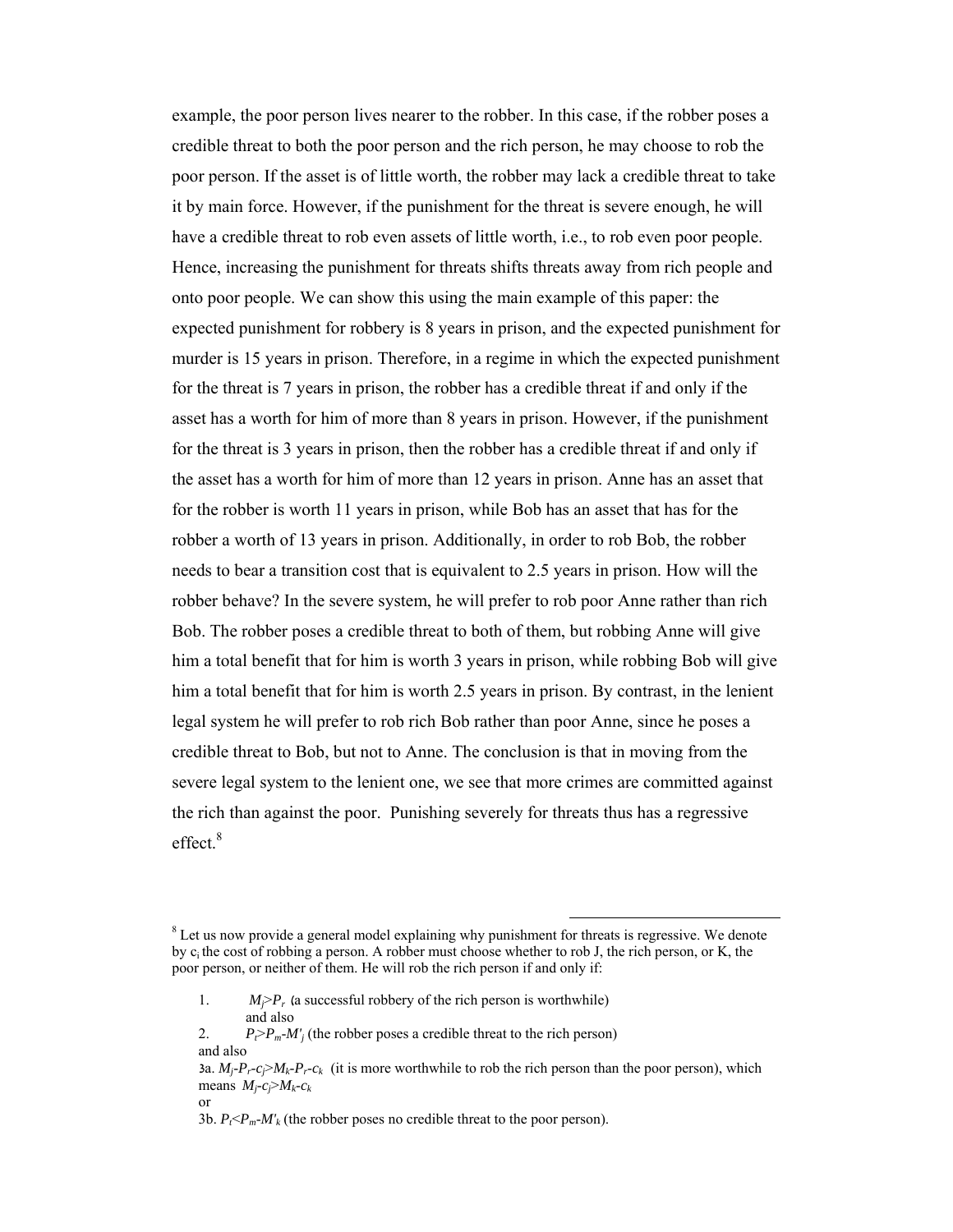example, the poor person lives nearer to the robber. In this case, if the robber poses a credible threat to both the poor person and the rich person, he may choose to rob the poor person. If the asset is of little worth, the robber may lack a credible threat to take it by main force. However, if the punishment for the threat is severe enough, he will have a credible threat to rob even assets of little worth, i.e., to rob even poor people. Hence, increasing the punishment for threats shifts threats away from rich people and onto poor people. We can show this using the main example of this paper: the expected punishment for robbery is 8 years in prison, and the expected punishment for murder is 15 years in prison. Therefore, in a regime in which the expected punishment for the threat is 7 years in prison, the robber has a credible threat if and only if the asset has a worth for him of more than 8 years in prison. However, if the punishment for the threat is 3 years in prison, then the robber has a credible threat if and only if the asset has a worth for him of more than 12 years in prison. Anne has an asset that for the robber is worth 11 years in prison, while Bob has an asset that has for the robber a worth of 13 years in prison. Additionally, in order to rob Bob, the robber needs to bear a transition cost that is equivalent to 2.5 years in prison. How will the robber behave? In the severe system, he will prefer to rob poor Anne rather than rich Bob. The robber poses a credible threat to both of them, but robbing Anne will give him a total benefit that for him is worth 3 years in prison, while robbing Bob will give him a total benefit that for him is worth 2.5 years in prison. By contrast, in the lenient legal system he will prefer to rob rich Bob rather than poor Anne, since he poses a credible threat to Bob, but not to Anne. The conclusion is that in moving from the severe legal system to the lenient one, we see that more crimes are committed against the rich than against the poor. Punishing severely for threats thus has a regressive effect.[8]

---

[8] Let us now provide a general model explaining why punishment for threats is regressive. We denote by $c_i$ the cost of robbing a person. A robber must choose whether to rob J, the rich person, or K, the poor person, or neither of them. He will rob the rich person if and only if:

1. $M_j > P_r$ (a successful robbery of the rich person is worthwhile)
   and also
2. $P_t > P_m - M'_j$ (the robber poses a credible threat to the rich person)
   and also

3a. $M_j - P_r - c_j > M_k - P_r - c_k$ (it is more worthwhile to rob the rich person than the poor person), which means $M_j - c_j > M_k - c_k$

or

3b. $P_t < P_m - M'_k$ (the robber poses no credible threat to the poor person).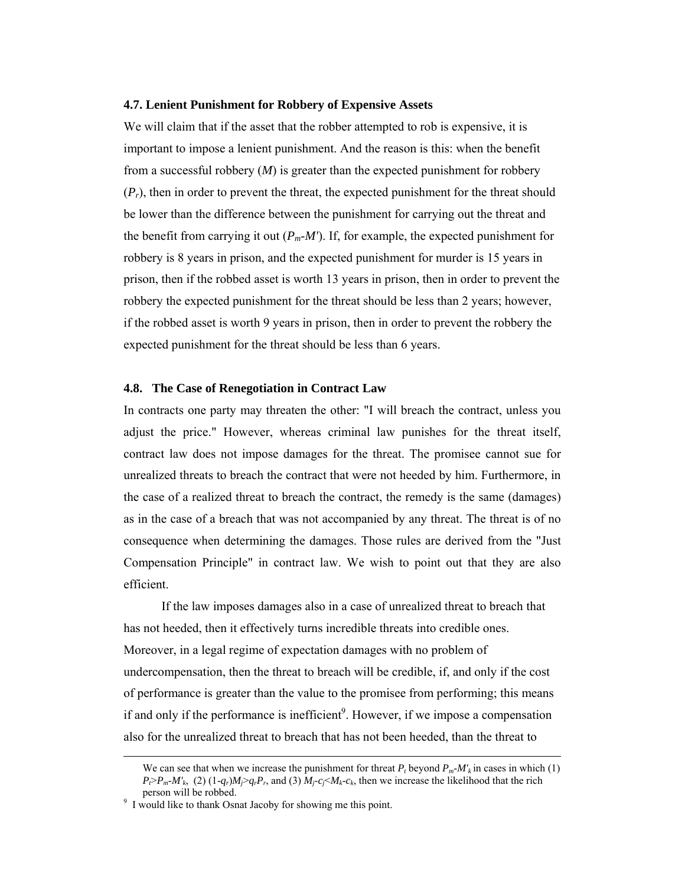### 4.7. Lenient Punishment for Robbery of Expensive Assets

We will claim that if the asset that the robber attempted to rob is expensive, it is important to impose a lenient punishment. And the reason is this: when the benefit from a successful robbery ($M$) is greater than the expected punishment for robbery ($P_r$), then in order to prevent the threat, the expected punishment for the threat should be lower than the difference between the punishment for carrying out the threat and the benefit from carrying it out ($P_m$-$M'$). If, for example, the expected punishment for robbery is 8 years in prison, and the expected punishment for murder is 15 years in prison, then if the robbed asset is worth 13 years in prison, then in order to prevent the robbery the expected punishment for the threat should be less than 2 years; however, if the robbed asset is worth 9 years in prison, then in order to prevent the robbery the expected punishment for the threat should be less than 6 years.

### 4.8. The Case of Renegotiation in Contract Law

In contracts one party may threaten the other: "I will breach the contract, unless you adjust the price." However, whereas criminal law punishes for the threat itself, contract law does not impose damages for the threat. The promisee cannot sue for unrealized threats to breach the contract that were not heeded by him. Furthermore, in the case of a realized threat to breach the contract, the remedy is the same (damages) as in the case of a breach that was not accompanied by any threat. The threat is of no consequence when determining the damages. Those rules are derived from the "Just Compensation Principle" in contract law. We wish to point out that they are also efficient.

If the law imposes damages also in a case of unrealized threat to breach that has not heeded, then it effectively turns incredible threats into credible ones. Moreover, in a legal regime of expectation damages with no problem of undercompensation, then the threat to breach will be credible, if, and only if the cost of performance is greater than the value to the promisee from performing; this means if and only if the performance is inefficient[9]. However, if we impose a compensation also for the unrealized threat to breach that has not been heeded, than the threat to

---

We can see that when we increase the punishment for threat $P_t$ beyond $P_m$-$M'_k$ in cases in which (1) $P_t$>$P_m$-$M'_k$, (2) $(1$-$q_r)M_j$>$q_rP_r$, and (3) $M_j$-$c_j$<$M_k$-$c_k$, then we increase the likelihood that the rich person will be robbed.

[9] I would like to thank Osnat Jacoby for showing me this point.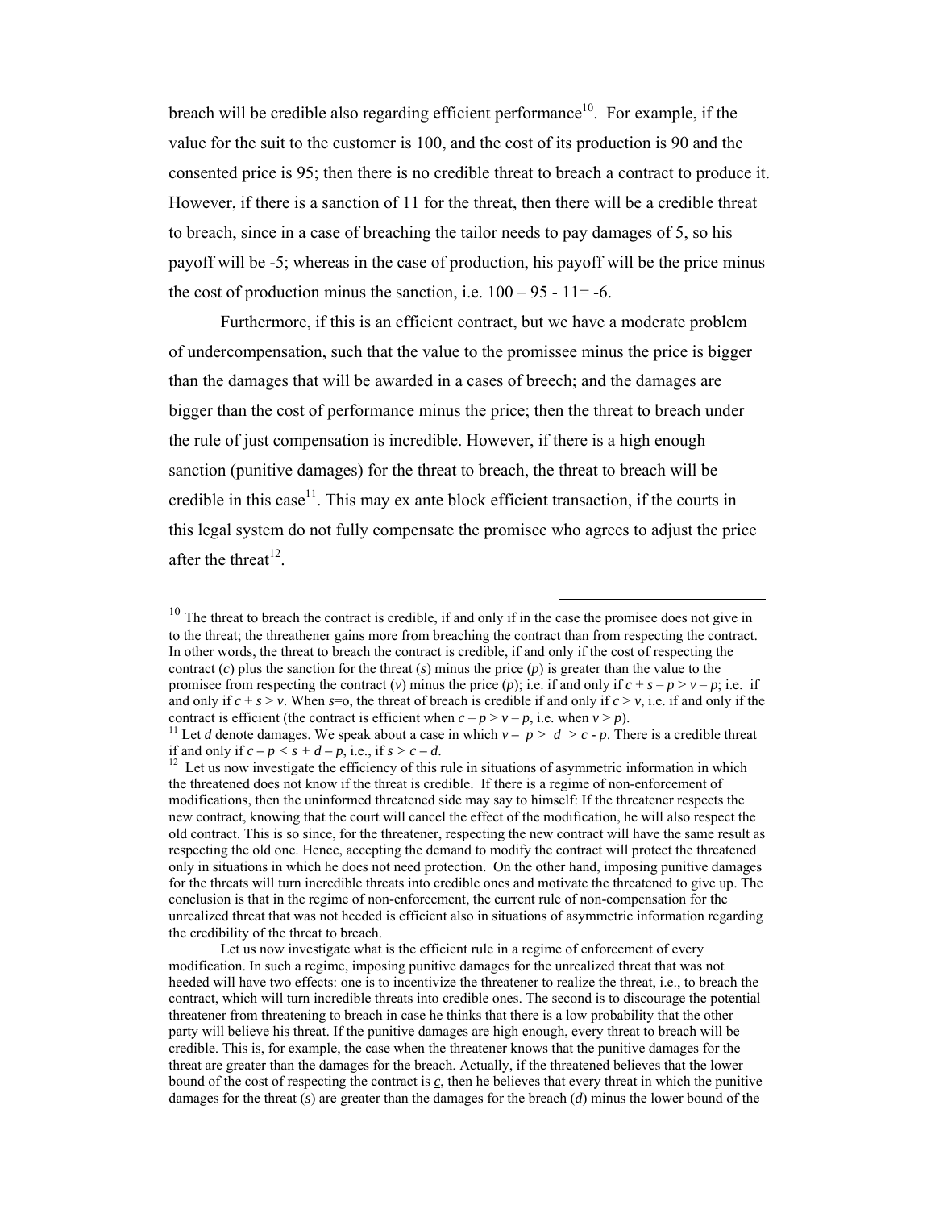breach will be credible also regarding efficient performance[10]. For example, if the value for the suit to the customer is 100, and the cost of its production is 90 and the consented price is 95; then there is no credible threat to breach a contract to produce it. However, if there is a sanction of 11 for the threat, then there will be a credible threat to breach, since in a case of breaching the tailor needs to pay damages of 5, so his payoff will be -5; whereas in the case of production, his payoff will be the price minus the cost of production minus the sanction, i.e. 100 – 95 - 11= -6.

Furthermore, if this is an efficient contract, but we have a moderate problem of undercompensation, such that the value to the promissee minus the price is bigger than the damages that will be awarded in a cases of breech; and the damages are bigger than the cost of performance minus the price; then the threat to breach under the rule of just compensation is incredible. However, if there is a high enough sanction (punitive damages) for the threat to breach, the threat to breach will be credible in this case[11]. This may ex ante block efficient transaction, if the courts in this legal system do not fully compensate the promisee who agrees to adjust the price after the threat[12].

---

[10] The threat to breach the contract is credible, if and only if in the case the promisee does not give in to the threat; the threathener gains more from breaching the contract than from respecting the contract. In other words, the threat to breach the contract is credible, if and only if the cost of respecting the contract ($c$) plus the sanction for the threat ($s$) minus the price ($p$) is greater than the value to the promisee from respecting the contract ($v$) minus the price ($p$); i.e. if and only if $c + s – p > v – p$; i.e. if and only if $c + s > v$. When $s$=o, the threat of breach is credible if and only if $c > v$, i.e. if and only if the contract is efficient (the contract is efficient when $c – p > v – p$, i.e. when $v > p$).

[11] Let $d$ denote damages. We speak about a case in which $v – p > d > c - p$. There is a credible threat if and only if $c – p < s + d – p$, i.e., if $s > c – d$.

[12] Let us now investigate the efficiency of this rule in situations of asymmetric information in which the threatened does not know if the threat is credible. If there is a regime of non-enforcement of modifications, then the uninformed threatened side may say to himself: If the threatener respects the new contract, knowing that the court will cancel the effect of the modification, he will also respect the old contract. This is so since, for the threatener, respecting the new contract will have the same result as respecting the old one. Hence, accepting the demand to modify the contract will protect the threatened only in situations in which he does not need protection. On the other hand, imposing punitive damages for the threats will turn incredible threats into credible ones and motivate the threatened to give up. The conclusion is that in the regime of non-enforcement, the current rule of non-compensation for the unrealized threat that was not heeded is efficient also in situations of asymmetric information regarding the credibility of the threat to breach.

Let us now investigate what is the efficient rule in a regime of enforcement of every modification. In such a regime, imposing punitive damages for the unrealized threat that was not heeded will have two effects: one is to incentivize the threatener to realize the threat, i.e., to breach the contract, which will turn incredible threats into credible ones. The second is to discourage the potential threatener from threatening to breach in case he thinks that there is a low probability that the other party will believe his threat. If the punitive damages are high enough, every threat to breach will be credible. This is, for example, the case when the threatener knows that the punitive damages for the threat are greater than the damages for the breach. Actually, if the threatened believes that the lower bound of the cost of respecting the contract is $\underline{c}$, then he believes that every threat in which the punitive damages for the threat ($s$) are greater than the damages for the breach ($d$) minus the lower bound of the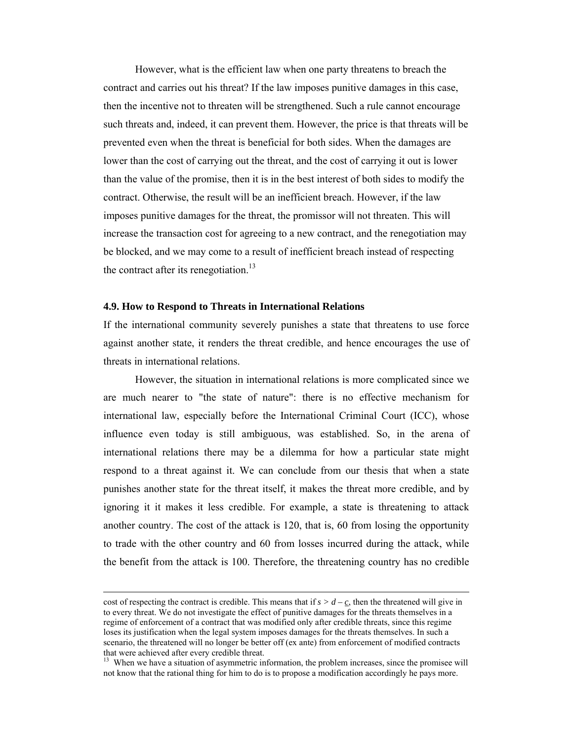However, what is the efficient law when one party threatens to breach the contract and carries out his threat? If the law imposes punitive damages in this case, then the incentive not to threaten will be strengthened. Such a rule cannot encourage such threats and, indeed, it can prevent them. However, the price is that threats will be prevented even when the threat is beneficial for both sides. When the damages are lower than the cost of carrying out the threat, and the cost of carrying it out is lower than the value of the promise, then it is in the best interest of both sides to modify the contract. Otherwise, the result will be an inefficient breach. However, if the law imposes punitive damages for the threat, the promissor will not threaten. This will increase the transaction cost for agreeing to a new contract, and the renegotiation may be blocked, and we may come to a result of inefficient breach instead of respecting the contract after its renegotiation.[13]

### 4.9. How to Respond to Threats in International Relations

If the international community severely punishes a state that threatens to use force against another state, it renders the threat credible, and hence encourages the use of threats in international relations.

However, the situation in international relations is more complicated since we are much nearer to "the state of nature": there is no effective mechanism for international law, especially before the International Criminal Court (ICC), whose influence even today is still ambiguous, was established. So, in the arena of international relations there may be a dilemma for how a particular state might respond to a threat against it. We can conclude from our thesis that when a state punishes another state for the threat itself, it makes the threat more credible, and by ignoring it it makes it less credible. For example, a state is threatening to attack another country. The cost of the attack is 120, that is, 60 from losing the opportunity to trade with the other country and 60 from losses incurred during the attack, while the benefit from the attack is 100. Therefore, the threatening country has no credible

---

cost of respecting the contract is credible. This means that if $s > d - \underline{c}$, then the threatened will give in to every threat. We do not investigate the effect of punitive damages for the threats themselves in a regime of enforcement of a contract that was modified only after credible threats, since this regime loses its justification when the legal system imposes damages for the threats themselves. In such a scenario, the threatened will no longer be better off (ex ante) from enforcement of modified contracts that were achieved after every credible threat.

[13] When we have a situation of asymmetric information, the problem increases, since the promisee will not know that the rational thing for him to do is to propose a modification accordingly he pays more.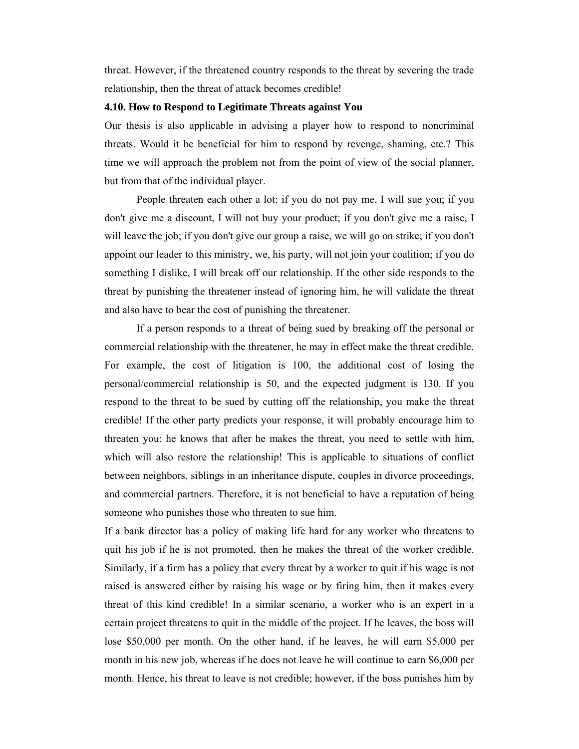threat. However, if the threatened country responds to the threat by severing the trade relationship, then the threat of attack becomes credible!

### 4.10. How to Respond to Legitimate Threats against You

Our thesis is also applicable in advising a player how to respond to noncriminal threats. Would it be beneficial for him to respond by revenge, shaming, etc.? This time we will approach the problem not from the point of view of the social planner, but from that of the individual player.

People threaten each other a lot: if you do not pay me, I will sue you; if you don't give me a discount, I will not buy your product; if you don't give me a raise, I will leave the job; if you don't give our group a raise, we will go on strike; if you don't appoint our leader to this ministry, we, his party, will not join your coalition; if you do something I dislike, I will break off our relationship. If the other side responds to the threat by punishing the threatener instead of ignoring him, he will validate the threat and also have to bear the cost of punishing the threatener.

If a person responds to a threat of being sued by breaking off the personal or commercial relationship with the threatener, he may in effect make the threat credible. For example, the cost of litigation is 100, the additional cost of losing the personal/commercial relationship is 50, and the expected judgment is 130. If you respond to the threat to be sued by cutting off the relationship, you make the threat credible! If the other party predicts your response, it will probably encourage him to threaten you: he knows that after he makes the threat, you need to settle with him, which will also restore the relationship! This is applicable to situations of conflict between neighbors, siblings in an inheritance dispute, couples in divorce proceedings, and commercial partners. Therefore, it is not beneficial to have a reputation of being someone who punishes those who threaten to sue him.

If a bank director has a policy of making life hard for any worker who threatens to quit his job if he is not promoted, then he makes the threat of the worker credible. Similarly, if a firm has a policy that every threat by a worker to quit if his wage is not raised is answered either by raising his wage or by firing him, then it makes every threat of this kind credible! In a similar scenario, a worker who is an expert in a certain project threatens to quit in the middle of the project. If he leaves, the boss will lose \$50,000 per month. On the other hand, if he leaves, he will earn \$5,000 per month in his new job, whereas if he does not leave he will continue to earn \$6,000 per month. Hence, his threat to leave is not credible; however, if the boss punishes him by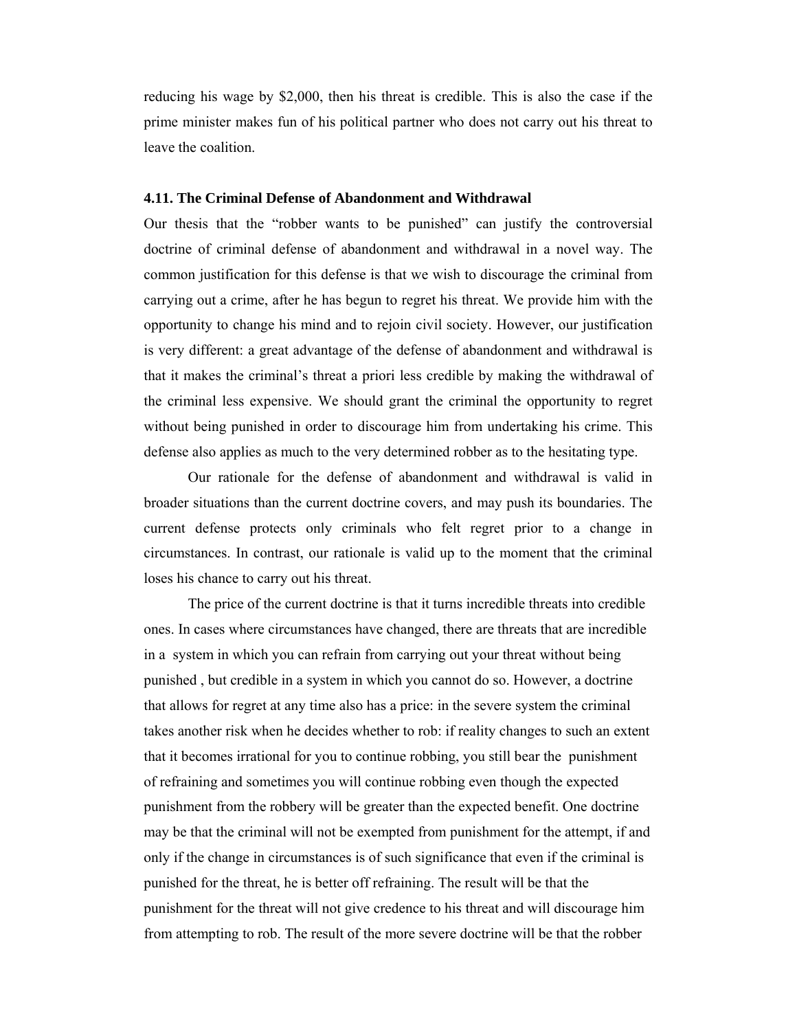reducing his wage by $2,000, then his threat is credible. This is also the case if the prime minister makes fun of his political partner who does not carry out his threat to leave the coalition.

### 4.11. The Criminal Defense of Abandonment and Withdrawal

Our thesis that the "robber wants to be punished" can justify the controversial doctrine of criminal defense of abandonment and withdrawal in a novel way. The common justification for this defense is that we wish to discourage the criminal from carrying out a crime, after he has begun to regret his threat. We provide him with the opportunity to change his mind and to rejoin civil society. However, our justification is very different: a great advantage of the defense of abandonment and withdrawal is that it makes the criminal's threat a priori less credible by making the withdrawal of the criminal less expensive. We should grant the criminal the opportunity to regret without being punished in order to discourage him from undertaking his crime. This defense also applies as much to the very determined robber as to the hesitating type.

Our rationale for the defense of abandonment and withdrawal is valid in broader situations than the current doctrine covers, and may push its boundaries. The current defense protects only criminals who felt regret prior to a change in circumstances. In contrast, our rationale is valid up to the moment that the criminal loses his chance to carry out his threat.

The price of the current doctrine is that it turns incredible threats into credible ones. In cases where circumstances have changed, there are threats that are incredible in a system in which you can refrain from carrying out your threat without being punished , but credible in a system in which you cannot do so. However, a doctrine that allows for regret at any time also has a price: in the severe system the criminal takes another risk when he decides whether to rob: if reality changes to such an extent that it becomes irrational for you to continue robbing, you still bear the punishment of refraining and sometimes you will continue robbing even though the expected punishment from the robbery will be greater than the expected benefit. One doctrine may be that the criminal will not be exempted from punishment for the attempt, if and only if the change in circumstances is of such significance that even if the criminal is punished for the threat, he is better off refraining. The result will be that the punishment for the threat will not give credence to his threat and will discourage him from attempting to rob. The result of the more severe doctrine will be that the robber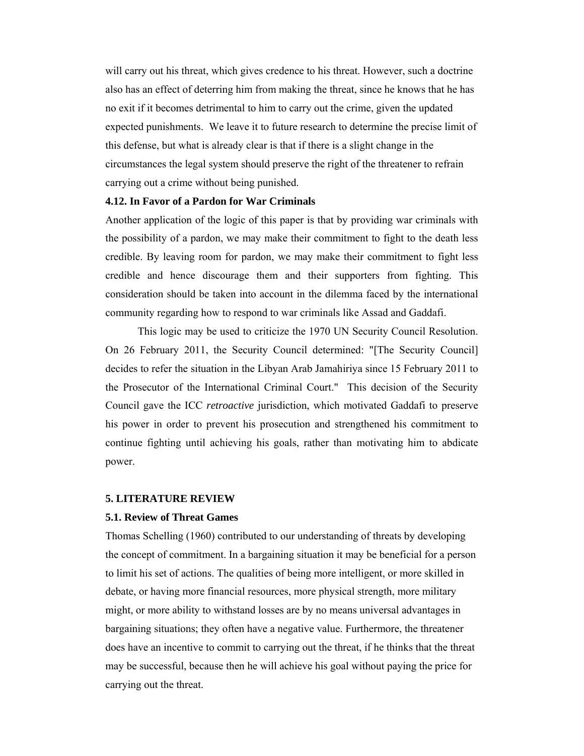will carry out his threat, which gives credence to his threat. However, such a doctrine also has an effect of deterring him from making the threat, since he knows that he has no exit if it becomes detrimental to him to carry out the crime, given the updated expected punishments. We leave it to future research to determine the precise limit of this defense, but what is already clear is that if there is a slight change in the circumstances the legal system should preserve the right of the threatener to refrain carrying out a crime without being punished.

### 4.12. In Favor of a Pardon for War Criminals

Another application of the logic of this paper is that by providing war criminals with the possibility of a pardon, we may make their commitment to fight to the death less credible. By leaving room for pardon, we may make their commitment to fight less credible and hence discourage them and their supporters from fighting. This consideration should be taken into account in the dilemma faced by the international community regarding how to respond to war criminals like Assad and Gaddafi.

This logic may be used to criticize the 1970 UN Security Council Resolution. On 26 February 2011, the Security Council determined: "[The Security Council] decides to refer the situation in the Libyan Arab Jamahiriya since 15 February 2011 to the Prosecutor of the International Criminal Court." This decision of the Security Council gave the ICC *retroactive* jurisdiction, which motivated Gaddafi to preserve his power in order to prevent his prosecution and strengthened his commitment to continue fighting until achieving his goals, rather than motivating him to abdicate power.

## 5. LITERATURE REVIEW

### 5.1. Review of Threat Games

Thomas Schelling (1960) contributed to our understanding of threats by developing the concept of commitment. In a bargaining situation it may be beneficial for a person to limit his set of actions. The qualities of being more intelligent, or more skilled in debate, or having more financial resources, more physical strength, more military might, or more ability to withstand losses are by no means universal advantages in bargaining situations; they often have a negative value. Furthermore, the threatener does have an incentive to commit to carrying out the threat, if he thinks that the threat may be successful, because then he will achieve his goal without paying the price for carrying out the threat.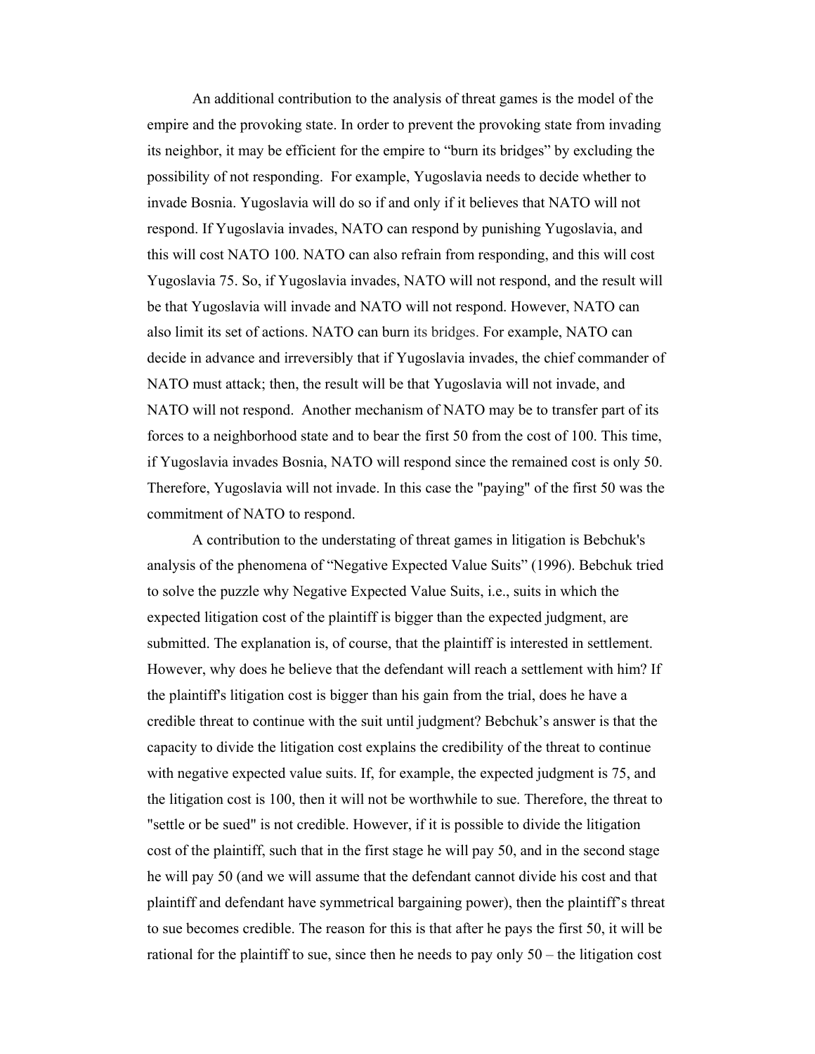An additional contribution to the analysis of threat games is the model of the empire and the provoking state. In order to prevent the provoking state from invading its neighbor, it may be efficient for the empire to "burn its bridges" by excluding the possibility of not responding. For example, Yugoslavia needs to decide whether to invade Bosnia. Yugoslavia will do so if and only if it believes that NATO will not respond. If Yugoslavia invades, NATO can respond by punishing Yugoslavia, and this will cost NATO 100. NATO can also refrain from responding, and this will cost Yugoslavia 75. So, if Yugoslavia invades, NATO will not respond, and the result will be that Yugoslavia will invade and NATO will not respond. However, NATO can also limit its set of actions. NATO can burn its bridges. For example, NATO can decide in advance and irreversibly that if Yugoslavia invades, the chief commander of NATO must attack; then, the result will be that Yugoslavia will not invade, and NATO will not respond. Another mechanism of NATO may be to transfer part of its forces to a neighborhood state and to bear the first 50 from the cost of 100. This time, if Yugoslavia invades Bosnia, NATO will respond since the remained cost is only 50. Therefore, Yugoslavia will not invade. In this case the "paying" of the first 50 was the commitment of NATO to respond.

A contribution to the understating of threat games in litigation is Bebchuk's analysis of the phenomena of "Negative Expected Value Suits" (1996). Bebchuk tried to solve the puzzle why Negative Expected Value Suits, i.e., suits in which the expected litigation cost of the plaintiff is bigger than the expected judgment, are submitted. The explanation is, of course, that the plaintiff is interested in settlement. However, why does he believe that the defendant will reach a settlement with him? If the plaintiff's litigation cost is bigger than his gain from the trial, does he have a credible threat to continue with the suit until judgment? Bebchuk's answer is that the capacity to divide the litigation cost explains the credibility of the threat to continue with negative expected value suits. If, for example, the expected judgment is 75, and the litigation cost is 100, then it will not be worthwhile to sue. Therefore, the threat to "settle or be sued" is not credible. However, if it is possible to divide the litigation cost of the plaintiff, such that in the first stage he will pay 50, and in the second stage he will pay 50 (and we will assume that the defendant cannot divide his cost and that plaintiff and defendant have symmetrical bargaining power), then the plaintiff's threat to sue becomes credible. The reason for this is that after he pays the first 50, it will be rational for the plaintiff to sue, since then he needs to pay only 50 – the litigation cost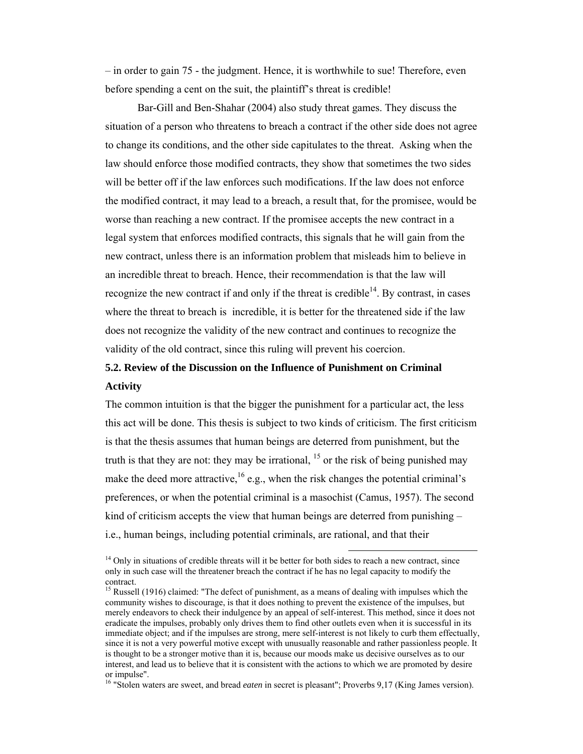– in order to gain 75 - the judgment. Hence, it is worthwhile to sue! Therefore, even before spending a cent on the suit, the plaintiff's threat is credible!

Bar-Gill and Ben-Shahar (2004) also study threat games. They discuss the situation of a person who threatens to breach a contract if the other side does not agree to change its conditions, and the other side capitulates to the threat. Asking when the law should enforce those modified contracts, they show that sometimes the two sides will be better off if the law enforces such modifications. If the law does not enforce the modified contract, it may lead to a breach, a result that, for the promisee, would be worse than reaching a new contract. If the promisee accepts the new contract in a legal system that enforces modified contracts, this signals that he will gain from the new contract, unless there is an information problem that misleads him to believe in an incredible threat to breach. Hence, their recommendation is that the law will recognize the new contract if and only if the threat is credible[14]. By contrast, in cases where the threat to breach is incredible, it is better for the threatened side if the law does not recognize the validity of the new contract and continues to recognize the validity of the old contract, since this ruling will prevent his coercion.

### 5.2. Review of the Discussion on the Influence of Punishment on Criminal Activity

The common intuition is that the bigger the punishment for a particular act, the less this act will be done. This thesis is subject to two kinds of criticism. The first criticism is that the thesis assumes that human beings are deterred from punishment, but the truth is that they are not: they may be irrational, [15] or the risk of being punished may make the deed more attractive,[16] e.g., when the risk changes the potential criminal's preferences, or when the potential criminal is a masochist (Camus, 1957). The second kind of criticism accepts the view that human beings are deterred from punishing – i.e., human beings, including potential criminals, are rational, and that their

---

[14] Only in situations of credible threats will it be better for both sides to reach a new contract, since only in such case will the threatener breach the contract if he has no legal capacity to modify the contract.

[15] Russell (1916) claimed: "The defect of punishment, as a means of dealing with impulses which the community wishes to discourage, is that it does nothing to prevent the existence of the impulses, but merely endeavors to check their indulgence by an appeal of self-interest. This method, since it does not eradicate the impulses, probably only drives them to find other outlets even when it is successful in its immediate object; and if the impulses are strong, mere self-interest is not likely to curb them effectually, since it is not a very powerful motive except with unusually reasonable and rather passionless people. It is thought to be a stronger motive than it is, because our moods make us decisive ourselves as to our interest, and lead us to believe that it is consistent with the actions to which we are promoted by desire or impulse".

[16] "Stolen waters are sweet, and bread *eaten* in secret is pleasant"; Proverbs 9,17 (King James version).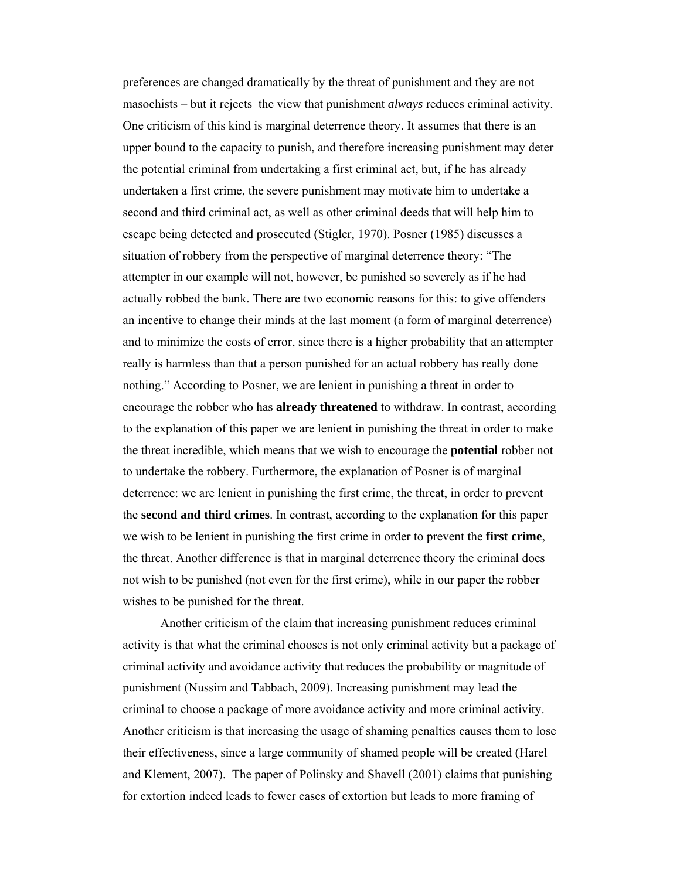preferences are changed dramatically by the threat of punishment and they are not masochists – but it rejects the view that punishment *always* reduces criminal activity. One criticism of this kind is marginal deterrence theory. It assumes that there is an upper bound to the capacity to punish, and therefore increasing punishment may deter the potential criminal from undertaking a first criminal act, but, if he has already undertaken a first crime, the severe punishment may motivate him to undertake a second and third criminal act, as well as other criminal deeds that will help him to escape being detected and prosecuted (Stigler, 1970). Posner (1985) discusses a situation of robbery from the perspective of marginal deterrence theory: "The attempter in our example will not, however, be punished so severely as if he had actually robbed the bank. There are two economic reasons for this: to give offenders an incentive to change their minds at the last moment (a form of marginal deterrence) and to minimize the costs of error, since there is a higher probability that an attempter really is harmless than that a person punished for an actual robbery has really done nothing." According to Posner, we are lenient in punishing a threat in order to encourage the robber who has **already threatened** to withdraw. In contrast, according to the explanation of this paper we are lenient in punishing the threat in order to make the threat incredible, which means that we wish to encourage the **potential** robber not to undertake the robbery. Furthermore, the explanation of Posner is of marginal deterrence: we are lenient in punishing the first crime, the threat, in order to prevent the **second and third crimes**. In contrast, according to the explanation for this paper we wish to be lenient in punishing the first crime in order to prevent the **first crime**, the threat. Another difference is that in marginal deterrence theory the criminal does not wish to be punished (not even for the first crime), while in our paper the robber wishes to be punished for the threat.

Another criticism of the claim that increasing punishment reduces criminal activity is that what the criminal chooses is not only criminal activity but a package of criminal activity and avoidance activity that reduces the probability or magnitude of punishment (Nussim and Tabbach, 2009). Increasing punishment may lead the criminal to choose a package of more avoidance activity and more criminal activity. Another criticism is that increasing the usage of shaming penalties causes them to lose their effectiveness, since a large community of shamed people will be created (Harel and Klement, 2007). The paper of Polinsky and Shavell (2001) claims that punishing for extortion indeed leads to fewer cases of extortion but leads to more framing of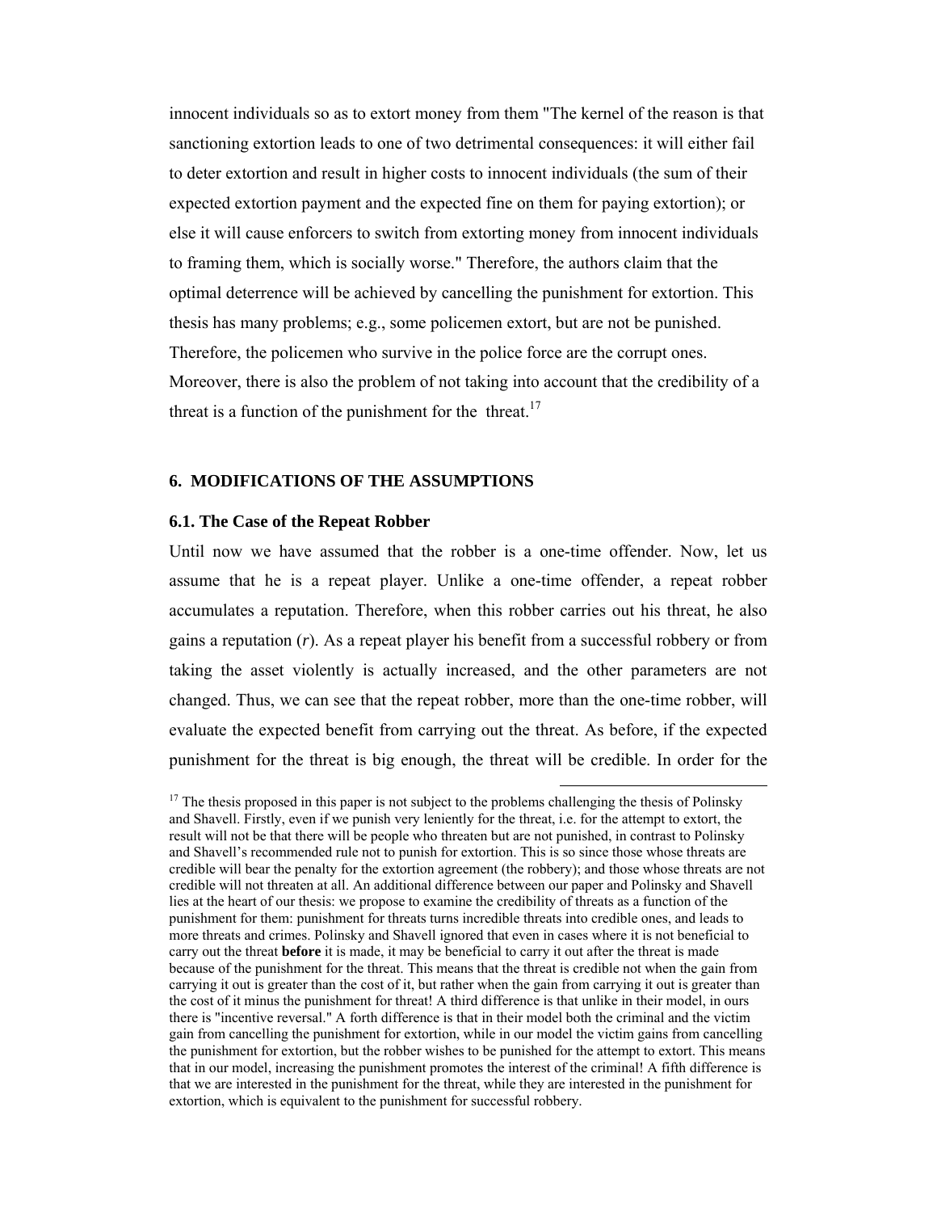innocent individuals so as to extort money from them "The kernel of the reason is that sanctioning extortion leads to one of two detrimental consequences: it will either fail to deter extortion and result in higher costs to innocent individuals (the sum of their expected extortion payment and the expected fine on them for paying extortion); or else it will cause enforcers to switch from extorting money from innocent individuals to framing them, which is socially worse." Therefore, the authors claim that the optimal deterrence will be achieved by cancelling the punishment for extortion. This thesis has many problems; e.g., some policemen extort, but are not be punished. Therefore, the policemen who survive in the police force are the corrupt ones. Moreover, there is also the problem of not taking into account that the credibility of a threat is a function of the punishment for the threat.[17]

## 6. MODIFICATIONS OF THE ASSUMPTIONS

### 6.1. The Case of the Repeat Robber

Until now we have assumed that the robber is a one-time offender. Now, let us assume that he is a repeat player. Unlike a one-time offender, a repeat robber accumulates a reputation. Therefore, when this robber carries out his threat, he also gains a reputation ($r$). As a repeat player his benefit from a successful robbery or from taking the asset violently is actually increased, and the other parameters are not changed. Thus, we can see that the repeat robber, more than the one-time robber, will evaluate the expected benefit from carrying out the threat. As before, if the expected punishment for the threat is big enough, the threat will be credible. In order for the

[17] The thesis proposed in this paper is not subject to the problems challenging the thesis of Polinsky and Shavell. Firstly, even if we punish very leniently for the threat, i.e. for the attempt to extort, the result will not be that there will be people who threaten but are not punished, in contrast to Polinsky and Shavell's recommended rule not to punish for extortion. This is so since those whose threats are credible will bear the penalty for the extortion agreement (the robbery); and those whose threats are not credible will not threaten at all. An additional difference between our paper and Polinsky and Shavell lies at the heart of our thesis: we propose to examine the credibility of threats as a function of the punishment for them: punishment for threats turns incredible threats into credible ones, and leads to more threats and crimes. Polinsky and Shavell ignored that even in cases where it is not beneficial to carry out the threat **before** it is made, it may be beneficial to carry it out after the threat is made because of the punishment for the threat. This means that the threat is credible not when the gain from carrying it out is greater than the cost of it, but rather when the gain from carrying it out is greater than the cost of it minus the punishment for threat! A third difference is that unlike in their model, in ours there is "incentive reversal." A forth difference is that in their model both the criminal and the victim gain from cancelling the punishment for extortion, while in our model the victim gains from cancelling the punishment for extortion, but the robber wishes to be punished for the attempt to extort. This means that in our model, increasing the punishment promotes the interest of the criminal! A fifth difference is that we are interested in the punishment for the threat, while they are interested in the punishment for extortion, which is equivalent to the punishment for successful robbery.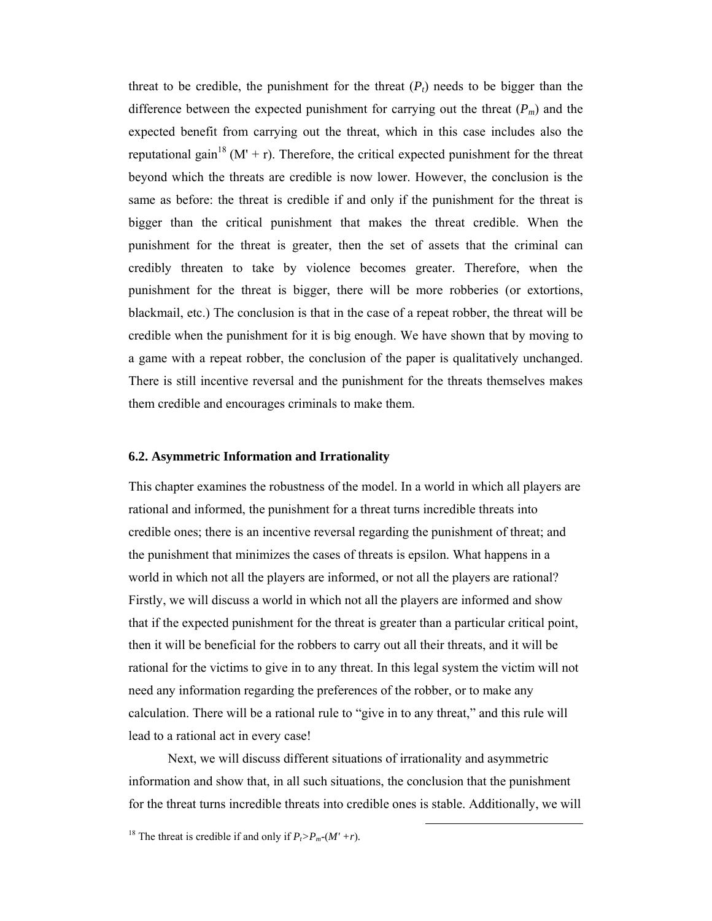threat to be credible, the punishment for the threat ($P_t$) needs to be bigger than the difference between the expected punishment for carrying out the threat ($P_m$) and the expected benefit from carrying out the threat, which in this case includes also the reputational gain[18] (M' + r). Therefore, the critical expected punishment for the threat beyond which the threats are credible is now lower. However, the conclusion is the same as before: the threat is credible if and only if the punishment for the threat is bigger than the critical punishment that makes the threat credible. When the punishment for the threat is greater, then the set of assets that the criminal can credibly threaten to take by violence becomes greater. Therefore, when the punishment for the threat is bigger, there will be more robberies (or extortions, blackmail, etc.) The conclusion is that in the case of a repeat robber, the threat will be credible when the punishment for it is big enough. We have shown that by moving to a game with a repeat robber, the conclusion of the paper is qualitatively unchanged. There is still incentive reversal and the punishment for the threats themselves makes them credible and encourages criminals to make them.

### 6.2. Asymmetric Information and Irrationality

This chapter examines the robustness of the model. In a world in which all players are rational and informed, the punishment for a threat turns incredible threats into credible ones; there is an incentive reversal regarding the punishment of threat; and the punishment that minimizes the cases of threats is epsilon. What happens in a world in which not all the players are informed, or not all the players are rational? Firstly, we will discuss a world in which not all the players are informed and show that if the expected punishment for the threat is greater than a particular critical point, then it will be beneficial for the robbers to carry out all their threats, and it will be rational for the victims to give in to any threat. In this legal system the victim will not need any information regarding the preferences of the robber, or to make any calculation. There will be a rational rule to "give in to any threat," and this rule will lead to a rational act in every case!

Next, we will discuss different situations of irrationality and asymmetric information and show that, in all such situations, the conclusion that the punishment for the threat turns incredible threats into credible ones is stable. Additionally, we will

[18] The threat is credible if and only if $P_t > P_m - (M' + r)$.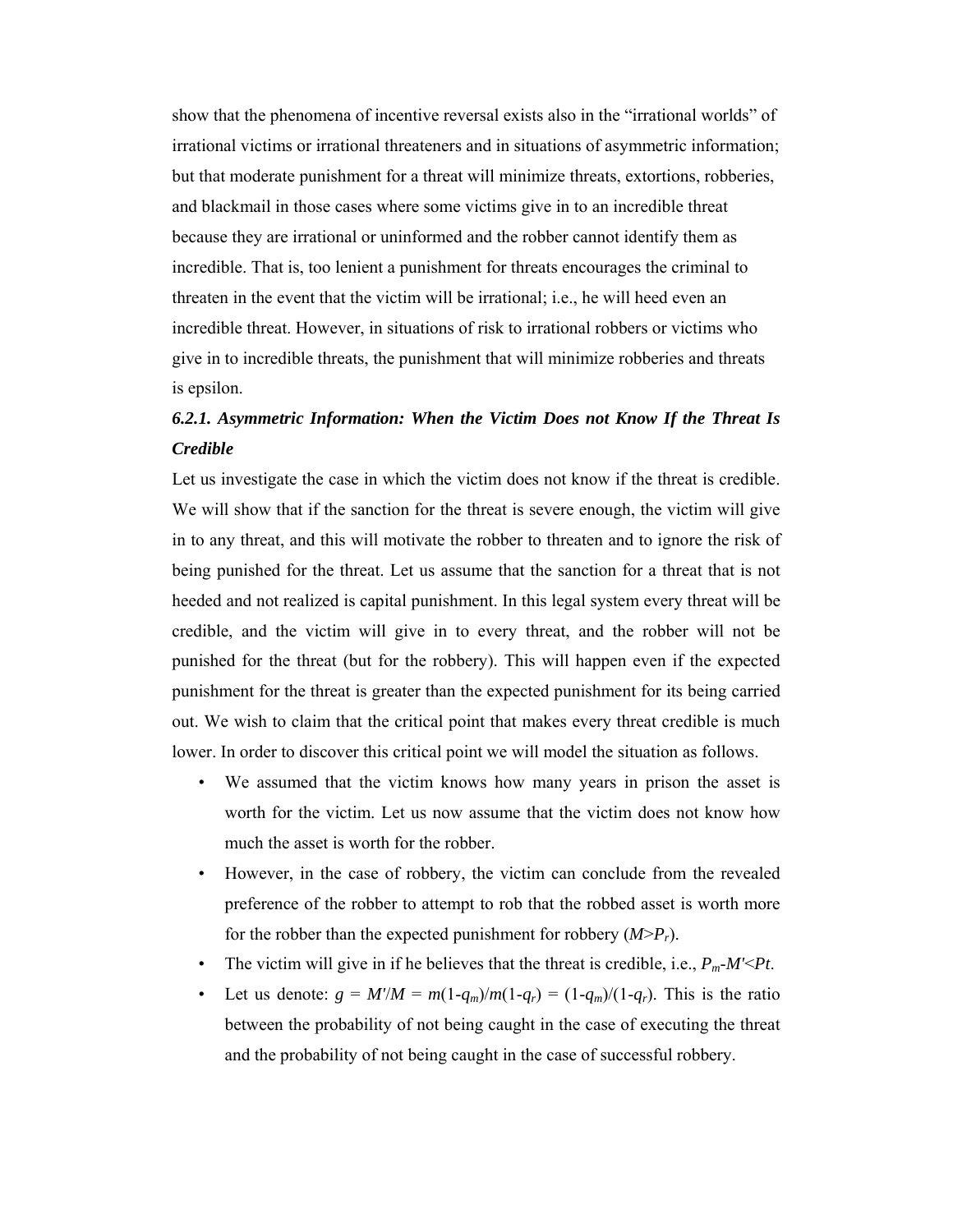show that the phenomena of incentive reversal exists also in the "irrational worlds" of irrational victims or irrational threateners and in situations of asymmetric information; but that moderate punishment for a threat will minimize threats, extortions, robberies, and blackmail in those cases where some victims give in to an incredible threat because they are irrational or uninformed and the robber cannot identify them as incredible. That is, too lenient a punishment for threats encourages the criminal to threaten in the event that the victim will be irrational; i.e., he will heed even an incredible threat. However, in situations of risk to irrational robbers or victims who give in to incredible threats, the punishment that will minimize robberies and threats is epsilon.

### *6.2.1. Asymmetric Information: When the Victim Does not Know If the Threat Is Credible*

Let us investigate the case in which the victim does not know if the threat is credible. We will show that if the sanction for the threat is severe enough, the victim will give in to any threat, and this will motivate the robber to threaten and to ignore the risk of being punished for the threat. Let us assume that the sanction for a threat that is not heeded and not realized is capital punishment. In this legal system every threat will be credible, and the victim will give in to every threat, and the robber will not be punished for the threat (but for the robbery). This will happen even if the expected punishment for the threat is greater than the expected punishment for its being carried out. We wish to claim that the critical point that makes every threat credible is much lower. In order to discover this critical point we will model the situation as follows.

- We assumed that the victim knows how many years in prison the asset is worth for the victim. Let us now assume that the victim does not know how much the asset is worth for the robber.
- However, in the case of robbery, the victim can conclude from the revealed preference of the robber to attempt to rob that the robbed asset is worth more for the robber than the expected punishment for robbery ($M>P_r$).
- The victim will give in if he believes that the threat is credible, i.e., $P_m$-$M'$<$Pt$.
- Let us denote: $g = M'/M = m(1\text{-}q_m)/m(1\text{-}q_r) = (1\text{-}q_m)/(1\text{-}q_r)$. This is the ratio between the probability of not being caught in the case of executing the threat and the probability of not being caught in the case of successful robbery.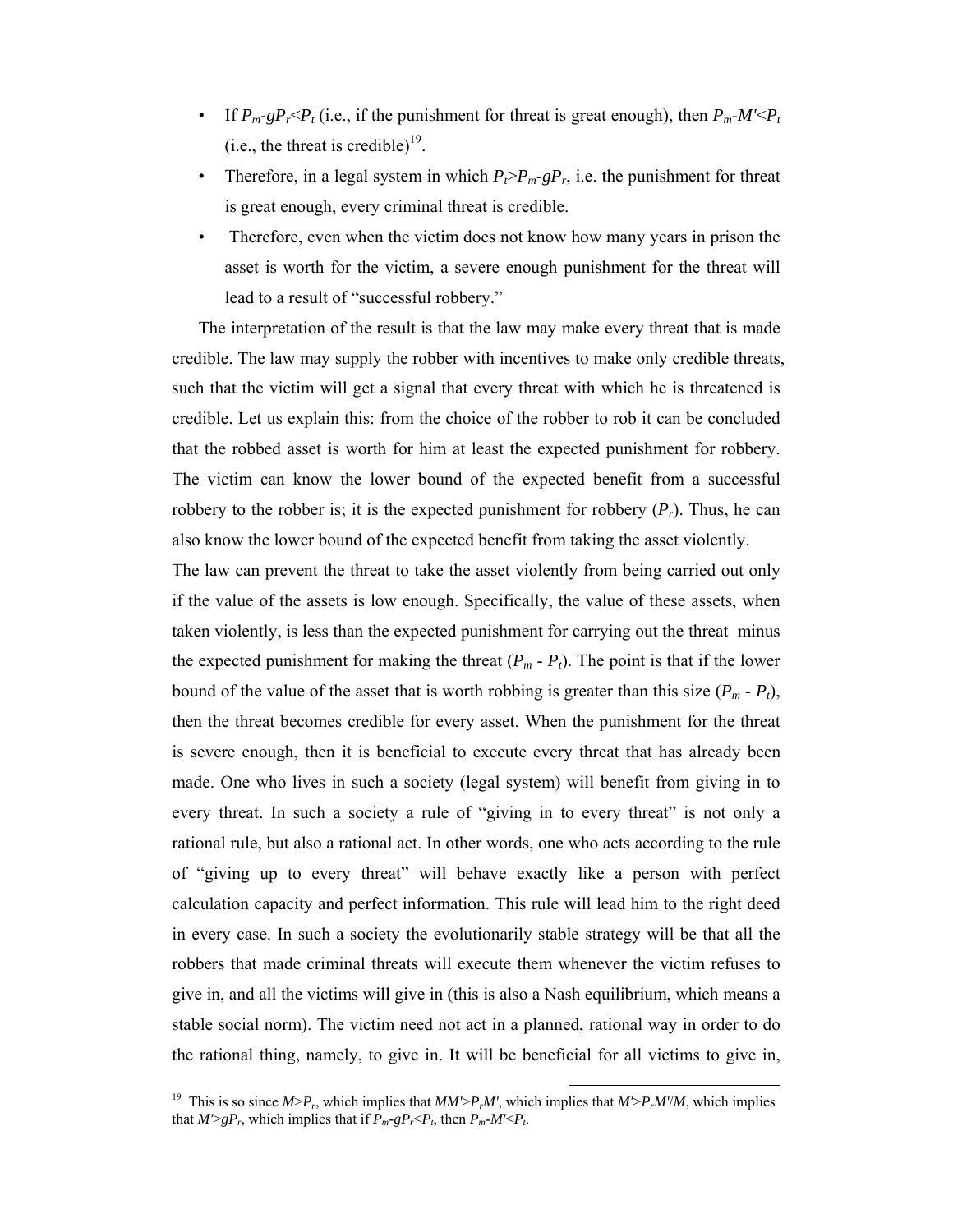- If $P_m$-$gP_r$<$P_t$ (i.e., if the punishment for threat is great enough), then $P_m$-$M'$<$P_t$ (i.e., the threat is credible)[19].
- Therefore, in a legal system in which $P_t$>$P_m$-$gP_r$, i.e. the punishment for threat is great enough, every criminal threat is credible.
- Therefore, even when the victim does not know how many years in prison the asset is worth for the victim, a severe enough punishment for the threat will lead to a result of "successful robbery."

The interpretation of the result is that the law may make every threat that is made credible. The law may supply the robber with incentives to make only credible threats, such that the victim will get a signal that every threat with which he is threatened is credible. Let us explain this: from the choice of the robber to rob it can be concluded that the robbed asset is worth for him at least the expected punishment for robbery. The victim can know the lower bound of the expected benefit from a successful robbery to the robber is; it is the expected punishment for robbery ($P_r$). Thus, he can also know the lower bound of the expected benefit from taking the asset violently.

The law can prevent the threat to take the asset violently from being carried out only if the value of the assets is low enough. Specifically, the value of these assets, when taken violently, is less than the expected punishment for carrying out the threat minus the expected punishment for making the threat ($P_m$ - $P_t$). The point is that if the lower bound of the value of the asset that is worth robbing is greater than this size ($P_m$ - $P_t$), then the threat becomes credible for every asset. When the punishment for the threat is severe enough, then it is beneficial to execute every threat that has already been made. One who lives in such a society (legal system) will benefit from giving in to every threat. In such a society a rule of "giving in to every threat" is not only a rational rule, but also a rational act. In other words, one who acts according to the rule of "giving up to every threat" will behave exactly like a person with perfect calculation capacity and perfect information. This rule will lead him to the right deed in every case. In such a society the evolutionarily stable strategy will be that all the robbers that made criminal threats will execute them whenever the victim refuses to give in, and all the victims will give in (this is also a Nash equilibrium, which means a stable social norm). The victim need not act in a planned, rational way in order to do the rational thing, namely, to give in. It will be beneficial for all victims to give in,

[19] This is so since $M$>$P_r$, which implies that $MM'$>$P_rM'$, which implies that $M'$>$P_rM'/M$, which implies that $M'$>$gP_r$, which implies that if $P_m$-$gP_r$<$P_t$, then $P_m$-$M'$<$P_t$.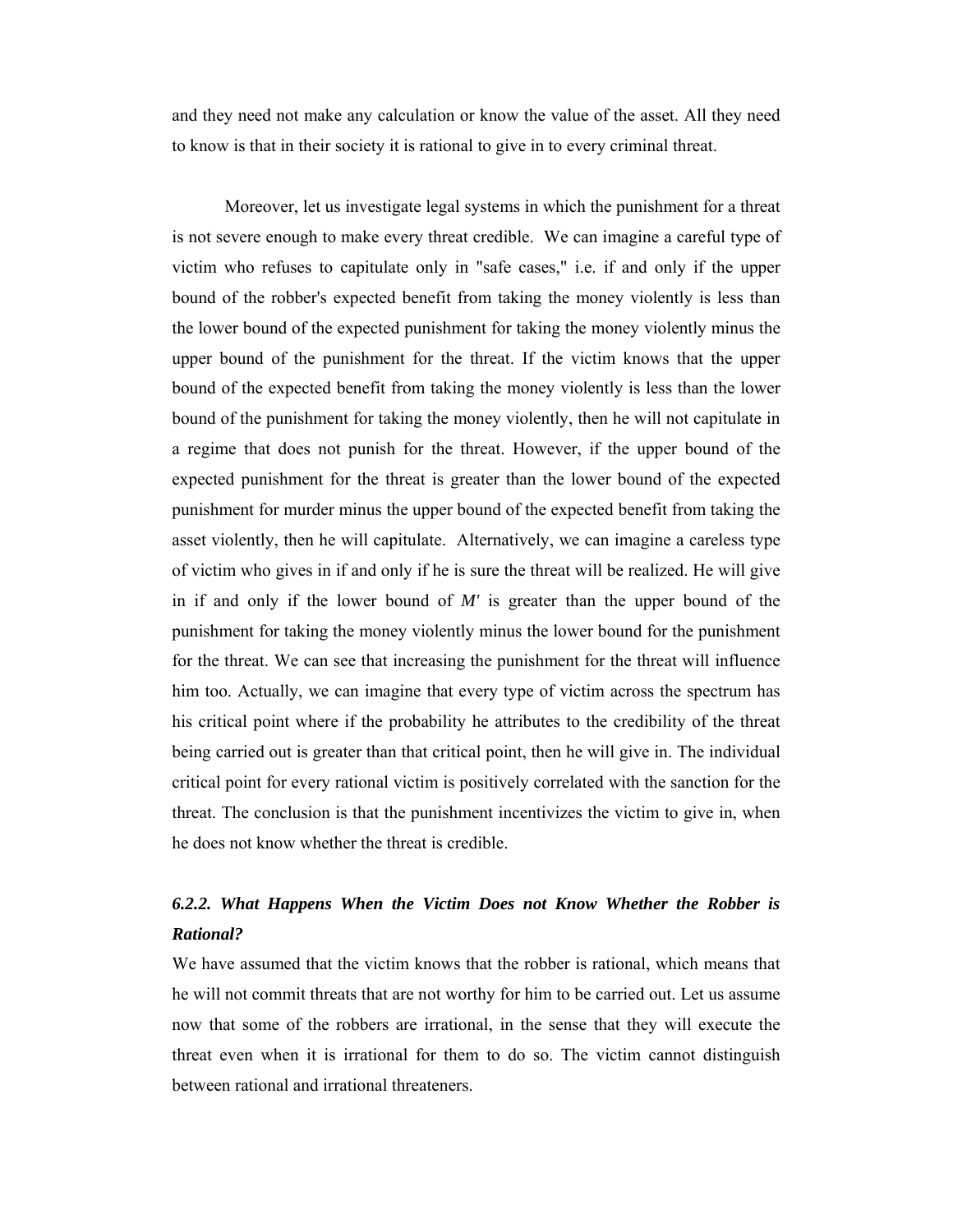and they need not make any calculation or know the value of the asset. All they need to know is that in their society it is rational to give in to every criminal threat.

Moreover, let us investigate legal systems in which the punishment for a threat is not severe enough to make every threat credible. We can imagine a careful type of victim who refuses to capitulate only in "safe cases," i.e. if and only if the upper bound of the robber's expected benefit from taking the money violently is less than the lower bound of the expected punishment for taking the money violently minus the upper bound of the punishment for the threat. If the victim knows that the upper bound of the expected benefit from taking the money violently is less than the lower bound of the punishment for taking the money violently, then he will not capitulate in a regime that does not punish for the threat. However, if the upper bound of the expected punishment for the threat is greater than the lower bound of the expected punishment for murder minus the upper bound of the expected benefit from taking the asset violently, then he will capitulate. Alternatively, we can imagine a careless type of victim who gives in if and only if he is sure the threat will be realized. He will give in if and only if the lower bound of $M'$ is greater than the upper bound of the punishment for taking the money violently minus the lower bound for the punishment for the threat. We can see that increasing the punishment for the threat will influence him too. Actually, we can imagine that every type of victim across the spectrum has his critical point where if the probability he attributes to the credibility of the threat being carried out is greater than that critical point, then he will give in. The individual critical point for every rational victim is positively correlated with the sanction for the threat. The conclusion is that the punishment incentivizes the victim to give in, when he does not know whether the threat is credible.

### *6.2.2. What Happens When the Victim Does not Know Whether the Robber is Rational?*

We have assumed that the victim knows that the robber is rational, which means that he will not commit threats that are not worthy for him to be carried out. Let us assume now that some of the robbers are irrational, in the sense that they will execute the threat even when it is irrational for them to do so. The victim cannot distinguish between rational and irrational threateners.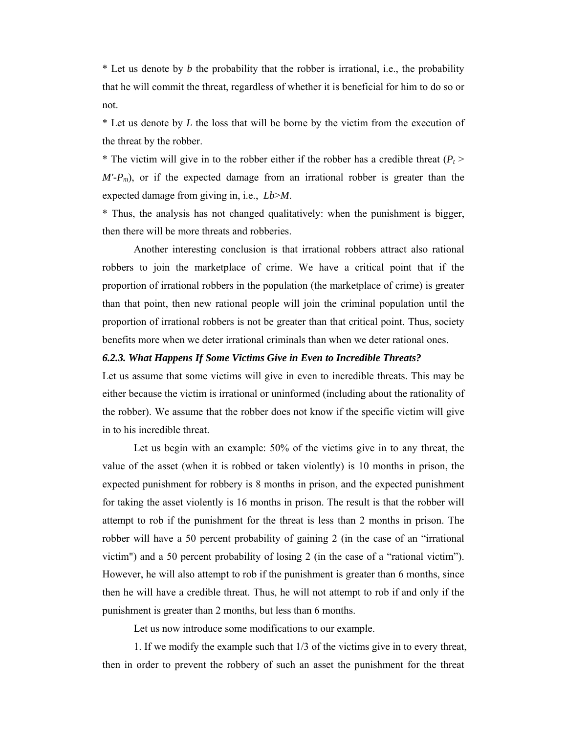* Let us denote by $b$ the probability that the robber is irrational, i.e., the probability that he will commit the threat, regardless of whether it is beneficial for him to do so or not.

* Let us denote by $L$ the loss that will be borne by the victim from the execution of the threat by the robber.

* The victim will give in to the robber either if the robber has a credible threat ($P_t > M'-P_m$), or if the expected damage from an irrational robber is greater than the expected damage from giving in, i.e., $Lb>M$.

* Thus, the analysis has not changed qualitatively: when the punishment is bigger, then there will be more threats and robberies.

Another interesting conclusion is that irrational robbers attract also rational robbers to join the marketplace of crime. We have a critical point that if the proportion of irrational robbers in the population (the marketplace of crime) is greater than that point, then new rational people will join the criminal population until the proportion of irrational robbers is not be greater than that critical point. Thus, society benefits more when we deter irrational criminals than when we deter rational ones.

### *6.2.3. What Happens If Some Victims Give in Even to Incredible Threats?*

Let us assume that some victims will give in even to incredible threats. This may be either because the victim is irrational or uninformed (including about the rationality of the robber). We assume that the robber does not know if the specific victim will give in to his incredible threat.

Let us begin with an example: 50% of the victims give in to any threat, the value of the asset (when it is robbed or taken violently) is 10 months in prison, the expected punishment for robbery is 8 months in prison, and the expected punishment for taking the asset violently is 16 months in prison. The result is that the robber will attempt to rob if the punishment for the threat is less than 2 months in prison. The robber will have a 50 percent probability of gaining 2 (in the case of an "irrational victim") and a 50 percent probability of losing 2 (in the case of a "rational victim"). However, he will also attempt to rob if the punishment is greater than 6 months, since then he will have a credible threat. Thus, he will not attempt to rob if and only if the punishment is greater than 2 months, but less than 6 months.

Let us now introduce some modifications to our example.

1. If we modify the example such that 1/3 of the victims give in to every threat, then in order to prevent the robbery of such an asset the punishment for the threat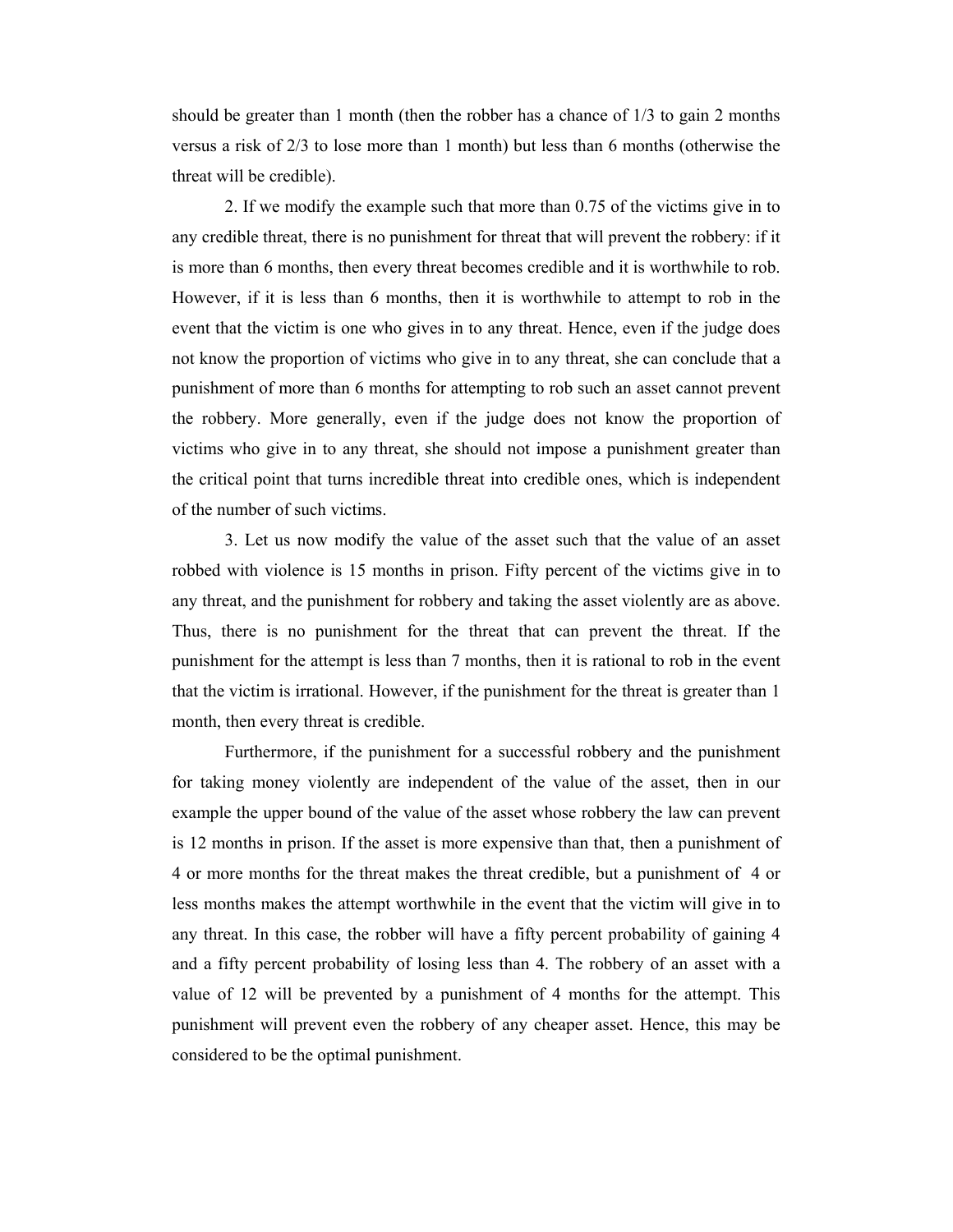should be greater than 1 month (then the robber has a chance of 1/3 to gain 2 months versus a risk of 2/3 to lose more than 1 month) but less than 6 months (otherwise the threat will be credible).

2. If we modify the example such that more than 0.75 of the victims give in to any credible threat, there is no punishment for threat that will prevent the robbery: if it is more than 6 months, then every threat becomes credible and it is worthwhile to rob. However, if it is less than 6 months, then it is worthwhile to attempt to rob in the event that the victim is one who gives in to any threat. Hence, even if the judge does not know the proportion of victims who give in to any threat, she can conclude that a punishment of more than 6 months for attempting to rob such an asset cannot prevent the robbery. More generally, even if the judge does not know the proportion of victims who give in to any threat, she should not impose a punishment greater than the critical point that turns incredible threat into credible ones, which is independent of the number of such victims.

3. Let us now modify the value of the asset such that the value of an asset robbed with violence is 15 months in prison. Fifty percent of the victims give in to any threat, and the punishment for robbery and taking the asset violently are as above. Thus, there is no punishment for the threat that can prevent the threat. If the punishment for the attempt is less than 7 months, then it is rational to rob in the event that the victim is irrational. However, if the punishment for the threat is greater than 1 month, then every threat is credible.

Furthermore, if the punishment for a successful robbery and the punishment for taking money violently are independent of the value of the asset, then in our example the upper bound of the value of the asset whose robbery the law can prevent is 12 months in prison. If the asset is more expensive than that, then a punishment of 4 or more months for the threat makes the threat credible, but a punishment of 4 or less months makes the attempt worthwhile in the event that the victim will give in to any threat. In this case, the robber will have a fifty percent probability of gaining 4 and a fifty percent probability of losing less than 4. The robbery of an asset with a value of 12 will be prevented by a punishment of 4 months for the attempt. This punishment will prevent even the robbery of any cheaper asset. Hence, this may be considered to be the optimal punishment.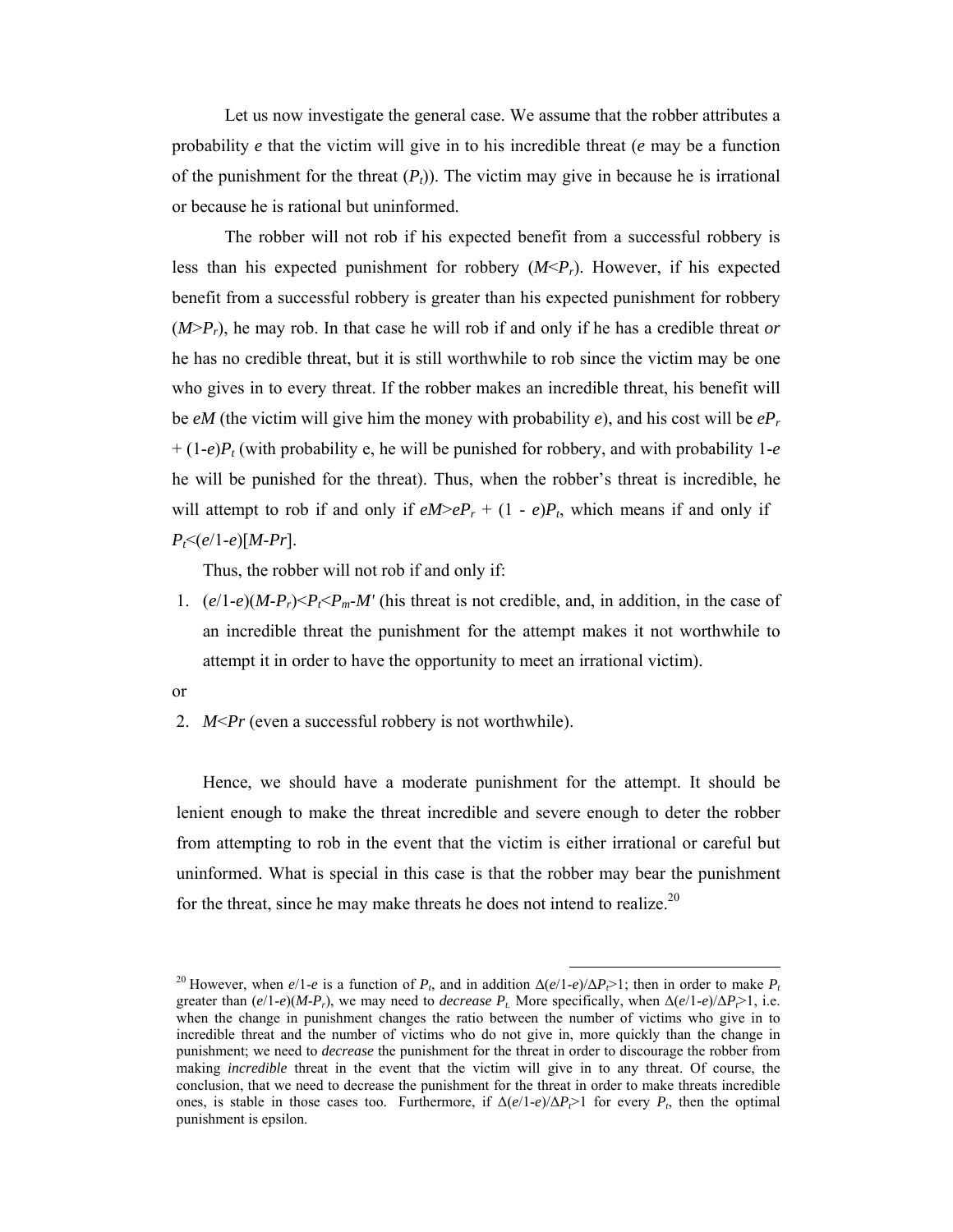Let us now investigate the general case. We assume that the robber attributes a probability *e* that the victim will give in to his incredible threat (*e* may be a function of the punishment for the threat ($P_t$)). The victim may give in because he is irrational or because he is rational but uninformed.

The robber will not rob if his expected benefit from a successful robbery is less than his expected punishment for robbery ($M<P_r$). However, if his expected benefit from a successful robbery is greater than his expected punishment for robbery ($M>P_r$), he may rob. In that case he will rob if and only if he has a credible threat *or* he has no credible threat, but it is still worthwhile to rob since the victim may be one who gives in to every threat. If the robber makes an incredible threat, his benefit will be $eM$ (the victim will give him the money with probability *e*), and his cost will be $eP_r + (1\text{-}e)P_t$ (with probability e, he will be punished for robbery, and with probability 1-*e* he will be punished for the threat). Thus, when the robber's threat is incredible, he will attempt to rob if and only if $eM>eP_r + (1 - e)P_t$, which means if and only if $P_t<(e/1\text{-}e)[M\text{-}Pr]$.

Thus, the robber will not rob if and only if:

1. $(e/1\text{-}e)(M\text{-}P_r)<P_t<P_m\text{-}M'$ (his threat is not credible, and, in addition, in the case of an incredible threat the punishment for the attempt makes it not worthwhile to attempt it in order to have the opportunity to meet an irrational victim).

or

2. $M<Pr$ (even a successful robbery is not worthwhile).

Hence, we should have a moderate punishment for the attempt. It should be lenient enough to make the threat incredible and severe enough to deter the robber from attempting to rob in the event that the victim is either irrational or careful but uninformed. What is special in this case is that the robber may bear the punishment for the threat, since he may make threats he does not intend to realize.[20]

[20] However, when $e/1\text{-}e$ is a function of $P_t$, and in addition $\Delta(e/1\text{-}e)/\Delta P_t>1$; then in order to make $P_t$ greater than $(e/1\text{-}e)(M\text{-}P_r)$, we may need to *decrease* $P_t$. More specifically, when $\Delta(e/1\text{-}e)/\Delta P_t>1$, i.e. when the change in punishment changes the ratio between the number of victims who give in to incredible threat and the number of victims who do not give in, more quickly than the change in punishment; we need to *decrease* the punishment for the threat in order to discourage the robber from making *incredible* threat in the event that the victim will give in to any threat. Of course, the conclusion, that we need to decrease the punishment for the threat in order to make threats incredible ones, is stable in those cases too. Furthermore, if $\Delta(e/1\text{-}e)/\Delta P_t>1$ for every $P_t$, then the optimal punishment is epsilon.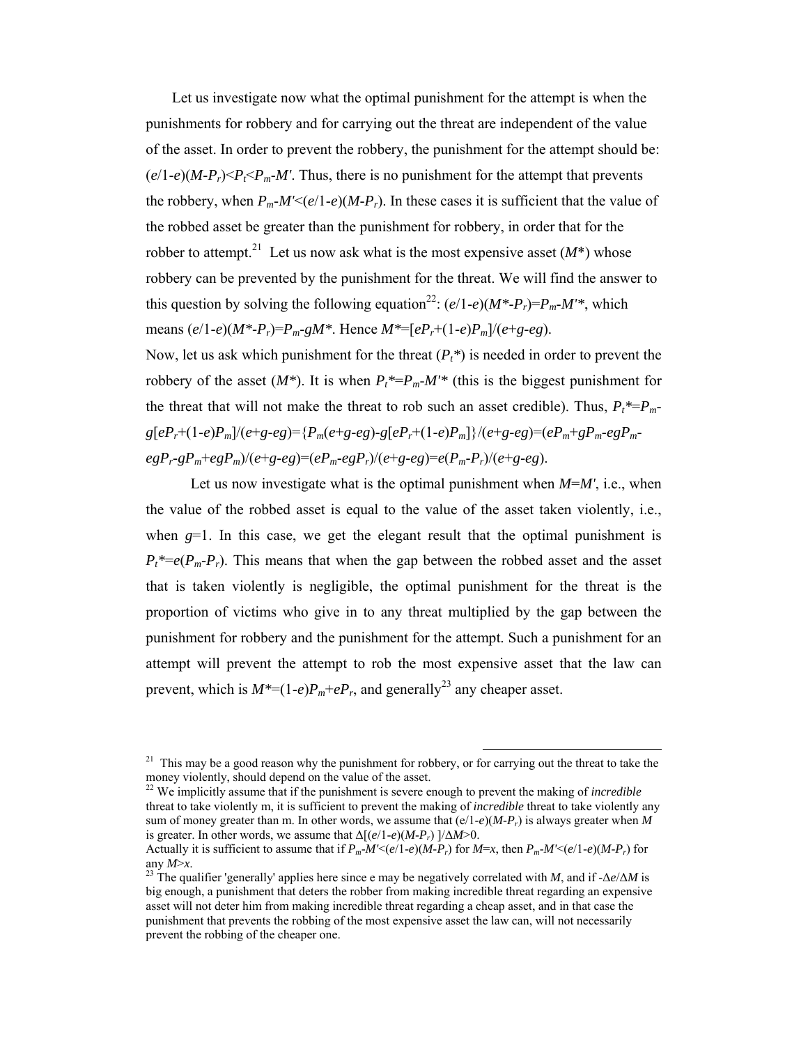Let us investigate now what the optimal punishment for the attempt is when the punishments for robbery and for carrying out the threat are independent of the value of the asset. In order to prevent the robbery, the punishment for the attempt should be: $(e/1\text{-}e)(M\text{-}P_r)<P_t<P_m\text{-}M'$. Thus, there is no punishment for the attempt that prevents the robbery, when $P_m\text{-}M'<(e/1\text{-}e)(M\text{-}P_r)$. In these cases it is sufficient that the value of the robbed asset be greater than the punishment for robbery, in order that for the robber to attempt.[21] Let us now ask what is the most expensive asset ($M^*$) whose robbery can be prevented by the punishment for the threat. We will find the answer to this question by solving the following equation[22]: $(e/1\text{-}e)(M^*\text{-}P_r)=P_m\text{-}M'^*$, which means $(e/1\text{-}e)(M^*\text{-}P_r)=P_m\text{-}gM^*$. Hence $M^*=[eP_r+(1\text{-}e)P_m]/(e+g\text{-}eg)$.

Now, let us ask which punishment for the threat ($P_t^*$) is needed in order to prevent the robbery of the asset ($M^*$). It is when $P_t^*=P_m\text{-}M'^*$ (this is the biggest punishment for the threat that will not make the threat to rob such an asset credible). Thus, $P_t^*=P_m\text{-}g[eP_r+(1\text{-}e)P_m]/(e+g\text{-}eg)=\{P_m(e+g\text{-}eg)\text{-}g[eP_r+(1\text{-}e)P_m]\}/(e+g\text{-}eg)=(eP_m+gP_m\text{-}egP_m\text{-}egP_r\text{-}gP_m+egP_m)/(e+g\text{-}eg)=(eP_m\text{-}egP_r)/(e+g\text{-}eg)=e(P_m\text{-}P_r)/(e+g\text{-}eg)$.

Let us now investigate what is the optimal punishment when $M=M'$, i.e., when the value of the robbed asset is equal to the value of the asset taken violently, i.e., when $g=1$. In this case, we get the elegant result that the optimal punishment is $P_t^*=e(P_m\text{-}P_r)$. This means that when the gap between the robbed asset and the asset that is taken violently is negligible, the optimal punishment for the threat is the proportion of victims who give in to any threat multiplied by the gap between the punishment for robbery and the punishment for the attempt. Such a punishment for an attempt will prevent the attempt to rob the most expensive asset that the law can prevent, which is $M^*=(1\text{-}e)P_m+eP_r$, and generally[23] any cheaper asset.

---

[21] This may be a good reason why the punishment for robbery, or for carrying out the threat to take the money violently, should depend on the value of the asset.

[22] We implicitly assume that if the punishment is severe enough to prevent the making of *incredible* threat to take violently m, it is sufficient to prevent the making of *incredible* threat to take violently any sum of money greater than m. In other words, we assume that $(e/1\text{-}e)(M\text{-}P_r)$ is always greater when $M$ is greater. In other words, we assume that $\Delta[(e/1\text{-}e)(M\text{-}P_r)]/\Delta M>0$.
Actually it is sufficient to assume that if $P_m\text{-}M'<(e/1\text{-}e)(M\text{-}P_r)$ for $M=x$, then $P_m\text{-}M'<(e/1\text{-}e)(M\text{-}P_r)$ for any $M>x$.

[23] The qualifier 'generally' applies here since e may be negatively correlated with $M$, and if $\text{-}\Delta e/\Delta M$ is big enough, a punishment that deters the robber from making incredible threat regarding an expensive asset will not deter him from making incredible threat regarding a cheap asset, and in that case the punishment that prevents the robbing of the most expensive asset the law can, will not necessarily prevent the robbing of the cheaper one.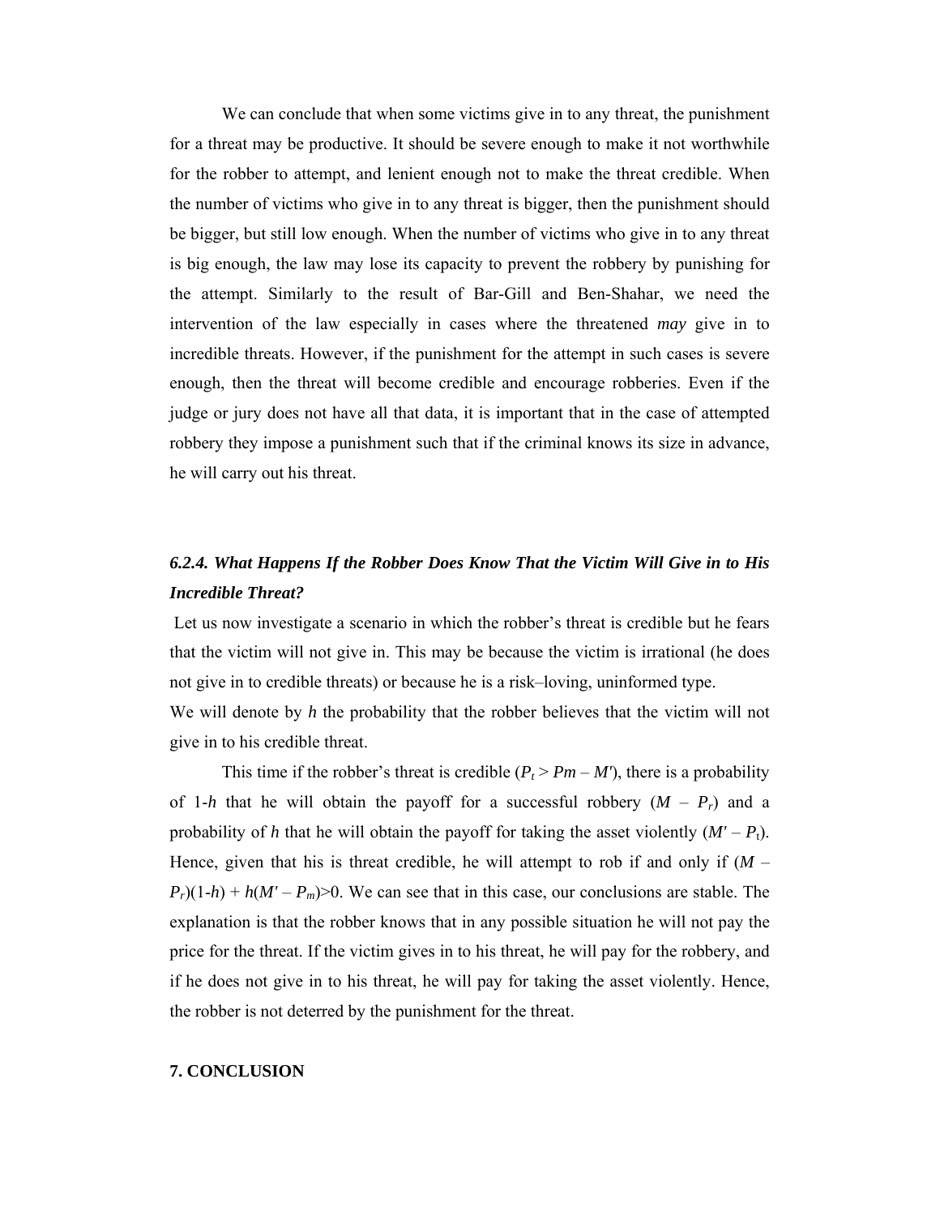We can conclude that when some victims give in to any threat, the punishment for a threat may be productive. It should be severe enough to make it not worthwhile for the robber to attempt, and lenient enough not to make the threat credible. When the number of victims who give in to any threat is bigger, then the punishment should be bigger, but still low enough. When the number of victims who give in to any threat is big enough, the law may lose its capacity to prevent the robbery by punishing for the attempt. Similarly to the result of Bar-Gill and Ben-Shahar, we need the intervention of the law especially in cases where the threatened *may* give in to incredible threats. However, if the punishment for the attempt in such cases is severe enough, then the threat will become credible and encourage robberies. Even if the judge or jury does not have all that data, it is important that in the case of attempted robbery they impose a punishment such that if the criminal knows its size in advance, he will carry out his threat.

### *6.2.4. What Happens If the Robber Does Know That the Victim Will Give in to His Incredible Threat?*

Let us now investigate a scenario in which the robber's threat is credible but he fears that the victim will not give in. This may be because the victim is irrational (he does not give in to credible threats) or because he is a risk–loving, uninformed type.

We will denote by $h$ the probability that the robber believes that the victim will not give in to his credible threat.

This time if the robber's threat is credible ($P_t > Pm - M'$), there is a probability of $1\text{-}h$ that he will obtain the payoff for a successful robbery ($M - P_r$) and a probability of $h$ that he will obtain the payoff for taking the asset violently ($M' - P_t$). Hence, given that his is threat credible, he will attempt to rob if and only if $(M - P_r)(1\text{-}h) + h(M' - P_m)>0$. We can see that in this case, our conclusions are stable. The explanation is that the robber knows that in any possible situation he will not pay the price for the threat. If the victim gives in to his threat, he will pay for the robbery, and if he does not give in to his threat, he will pay for taking the asset violently. Hence, the robber is not deterred by the punishment for the threat.

**7. CONCLUSION**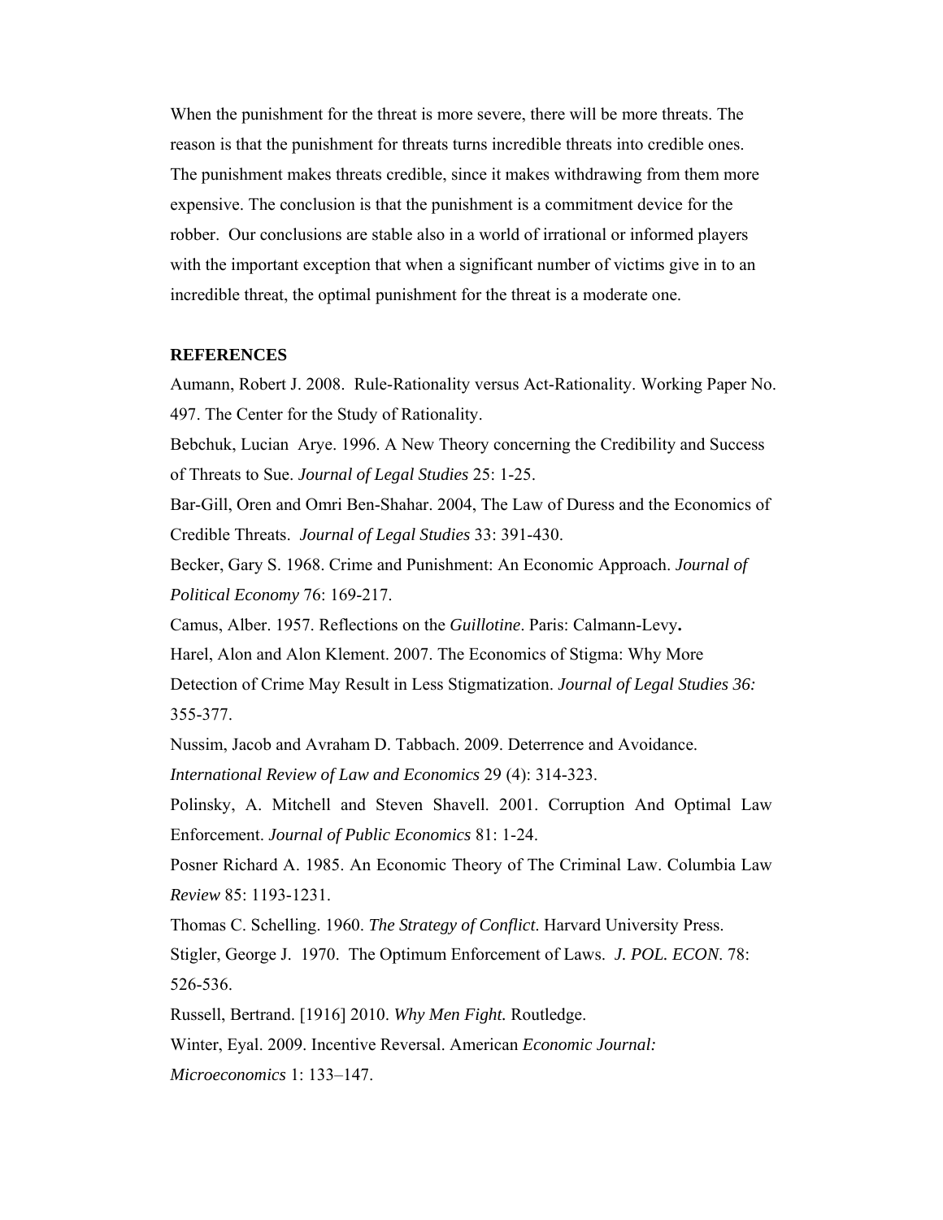When the punishment for the threat is more severe, there will be more threats. The reason is that the punishment for threats turns incredible threats into credible ones. The punishment makes threats credible, since it makes withdrawing from them more expensive. The conclusion is that the punishment is a commitment device for the robber. Our conclusions are stable also in a world of irrational or informed players with the important exception that when a significant number of victims give in to an incredible threat, the optimal punishment for the threat is a moderate one.

**REFERENCES**

Aumann, Robert J. 2008. Rule-Rationality versus Act-Rationality. Working Paper No. 497. The Center for the Study of Rationality.

Bebchuk, Lucian Arye. 1996. A New Theory concerning the Credibility and Success of Threats to Sue. *Journal of Legal Studies* 25: 1-25.

Bar-Gill, Oren and Omri Ben-Shahar. 2004, The Law of Duress and the Economics of Credible Threats. *Journal of Legal Studies* 33: 391-430.

Becker, Gary S. 1968. Crime and Punishment: An Economic Approach. *Journal of Political Economy* 76: 169-217.

Camus, Alber. 1957. Reflections on the *Guillotine*. Paris: Calmann-Levy**.**

Harel, Alon and Alon Klement. 2007. The Economics of Stigma: Why More Detection of Crime May Result in Less Stigmatization. *Journal of Legal Studies 36:* 355-377.

Nussim, Jacob and Avraham D. Tabbach. 2009. Deterrence and Avoidance. *International Review of Law and Economics* 29 (4): 314-323.

Polinsky, A. Mitchell and Steven Shavell. 2001. Corruption And Optimal Law Enforcement. *Journal of Public Economics* 81: 1-24.

Posner Richard A. 1985. An Economic Theory of The Criminal Law. Columbia Law *Review* 85: 1193-1231.

Thomas C. Schelling. 1960. *The Strategy of Conflict*. Harvard University Press.

Stigler, George J. 1970. The Optimum Enforcement of Laws. *J. POL. ECON*. 78: 526-536.

Russell, Bertrand. [1916] 2010. *Why Men Fight.* Routledge.

Winter, Eyal. 2009. Incentive Reversal. American *Economic Journal: Microeconomics* 1: 133–147.